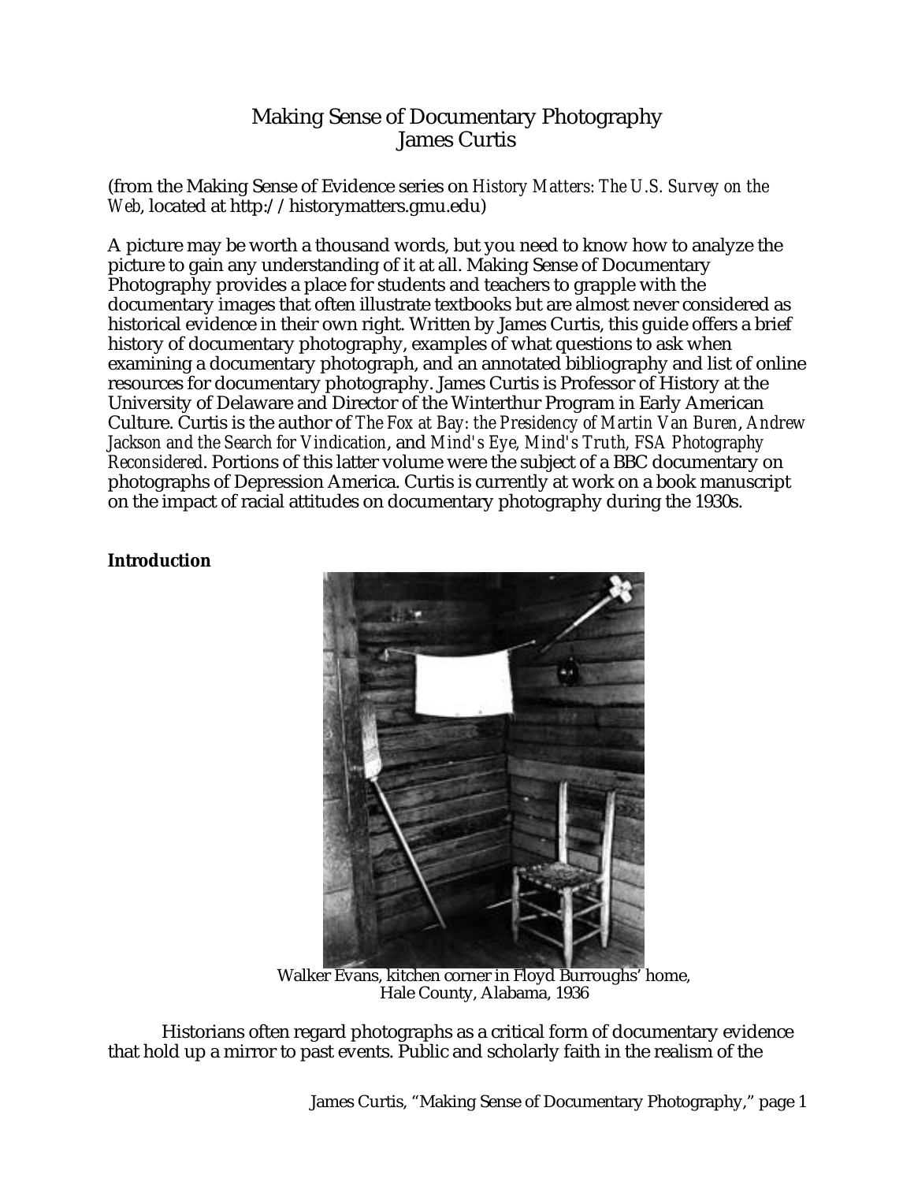# Making Sense of Documentary Photography
## James Curtis

(from the Making Sense of Evidence series on *History Matters: The U.S. Survey on the Web*, located at http://historymatters.gmu.edu)

A picture may be worth a thousand words, but you need to know how to analyze the picture to gain any understanding of it at all. Making Sense of Documentary Photography provides a place for students and teachers to grapple with the documentary images that often illustrate textbooks but are almost never considered as historical evidence in their own right. Written by James Curtis, this guide offers a brief history of documentary photography, examples of what questions to ask when examining a documentary photograph, and an annotated bibliography and list of online resources for documentary photography. James Curtis is Professor of History at the University of Delaware and Director of the Winterthur Program in Early American Culture. Curtis is the author of *The Fox at Bay: the Presidency of Martin Van Buren*, *Andrew Jackson and the Search for Vindication*, and *Mind's Eye, Mind's Truth, FSA Photography Reconsidered*. Portions of this latter volume were the subject of a BBC documentary on photographs of Depression America. Curtis is currently at work on a book manuscript on the impact of racial attitudes on documentary photography during the 1930s.

**Introduction**

Walker Evans, kitchen corner in Floyd Burroughs' home, Hale County, Alabama, 1936

Historians often regard photographs as a critical form of documentary evidence that hold up a mirror to past events. Public and scholarly faith in the realism of the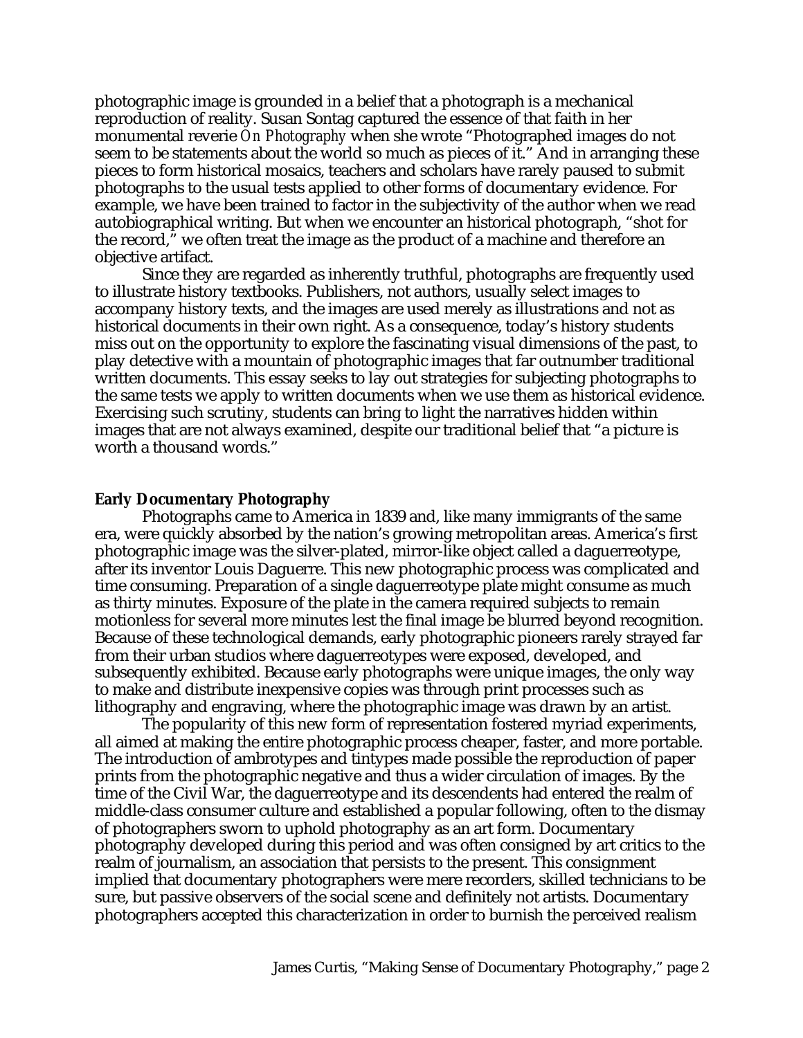photographic image is grounded in a belief that a photograph is a mechanical reproduction of reality. Susan Sontag captured the essence of that faith in her monumental reverie *On Photography* when she wrote "Photographed images do not seem to be statements about the world so much as pieces of it." And in arranging these pieces to form historical mosaics, teachers and scholars have rarely paused to submit photographs to the usual tests applied to other forms of documentary evidence. For example, we have been trained to factor in the subjectivity of the author when we read autobiographical writing. But when we encounter an historical photograph, "shot for the record," we often treat the image as the product of a machine and therefore an objective artifact.

Since they are regarded as inherently truthful, photographs are frequently used to illustrate history textbooks. Publishers, not authors, usually select images to accompany history texts, and the images are used merely as illustrations and not as historical documents in their own right. As a consequence, today's history students miss out on the opportunity to explore the fascinating visual dimensions of the past, to play detective with a mountain of photographic images that far outnumber traditional written documents. This essay seeks to lay out strategies for subjecting photographs to the same tests we apply to written documents when we use them as historical evidence. Exercising such scrutiny, students can bring to light the narratives hidden within images that are not always examined, despite our traditional belief that "a picture is worth a thousand words."

**Early Documentary Photography**

Photographs came to America in 1839 and, like many immigrants of the same era, were quickly absorbed by the nation's growing metropolitan areas. America's first photographic image was the silver-plated, mirror-like object called a daguerreotype, after its inventor Louis Daguerre. This new photographic process was complicated and time consuming. Preparation of a single daguerreotype plate might consume as much as thirty minutes. Exposure of the plate in the camera required subjects to remain motionless for several more minutes lest the final image be blurred beyond recognition. Because of these technological demands, early photographic pioneers rarely strayed far from their urban studios where daguerreotypes were exposed, developed, and subsequently exhibited. Because early photographs were unique images, the only way to make and distribute inexpensive copies was through print processes such as lithography and engraving, where the photographic image was drawn by an artist.

The popularity of this new form of representation fostered myriad experiments, all aimed at making the entire photographic process cheaper, faster, and more portable. The introduction of ambrotypes and tintypes made possible the reproduction of paper prints from the photographic negative and thus a wider circulation of images. By the time of the Civil War, the daguerreotype and its descendents had entered the realm of middle-class consumer culture and established a popular following, often to the dismay of photographers sworn to uphold photography as an art form. Documentary photography developed during this period and was often consigned by art critics to the realm of journalism, an association that persists to the present. This consignment implied that documentary photographers were mere recorders, skilled technicians to be sure, but passive observers of the social scene and definitely not artists. Documentary photographers accepted this characterization in order to burnish the perceived realism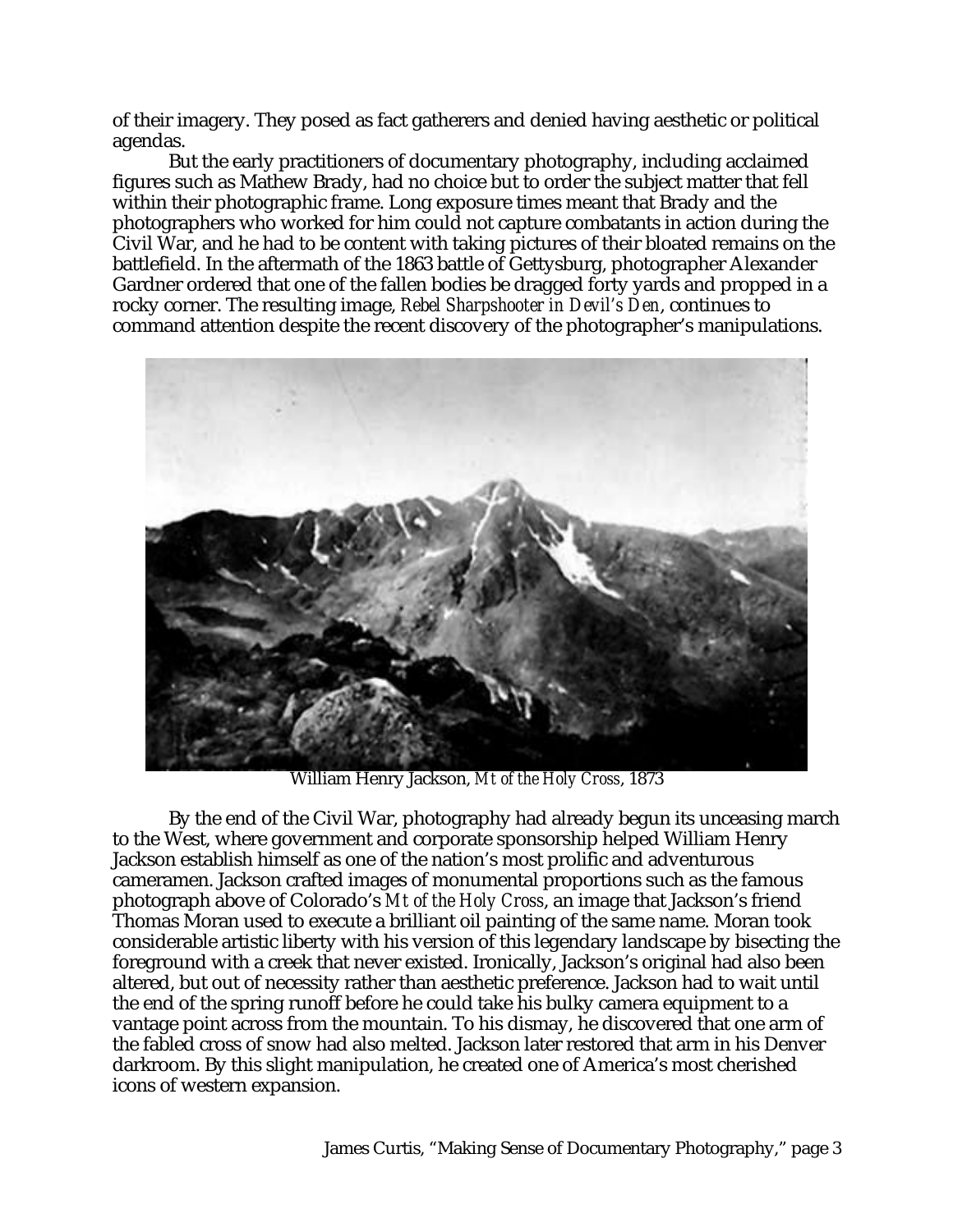of their imagery. They posed as fact gatherers and denied having aesthetic or political agendas.

But the early practitioners of documentary photography, including acclaimed figures such as Mathew Brady, had no choice but to order the subject matter that fell within their photographic frame. Long exposure times meant that Brady and the photographers who worked for him could not capture combatants in action during the Civil War, and he had to be content with taking pictures of their bloated remains on the battlefield. In the aftermath of the 1863 battle of Gettysburg, photographer Alexander Gardner ordered that one of the fallen bodies be dragged forty yards and propped in a rocky corner. The resulting image, *Rebel Sharpshooter in Devil's Den*, continues to command attention despite the recent discovery of the photographer's manipulations.

William Henry Jackson, *Mt of the Holy Cross*, 1873

By the end of the Civil War, photography had already begun its unceasing march to the West, where government and corporate sponsorship helped William Henry Jackson establish himself as one of the nation's most prolific and adventurous cameramen. Jackson crafted images of monumental proportions such as the famous photograph above of Colorado's *Mt of the Holy Cross*, an image that Jackson's friend Thomas Moran used to execute a brilliant oil painting of the same name. Moran took considerable artistic liberty with his version of this legendary landscape by bisecting the foreground with a creek that never existed. Ironically, Jackson's original had also been altered, but out of necessity rather than aesthetic preference. Jackson had to wait until the end of the spring runoff before he could take his bulky camera equipment to a vantage point across from the mountain. To his dismay, he discovered that one arm of the fabled cross of snow had also melted. Jackson later restored that arm in his Denver darkroom. By this slight manipulation, he created one of America's most cherished icons of western expansion.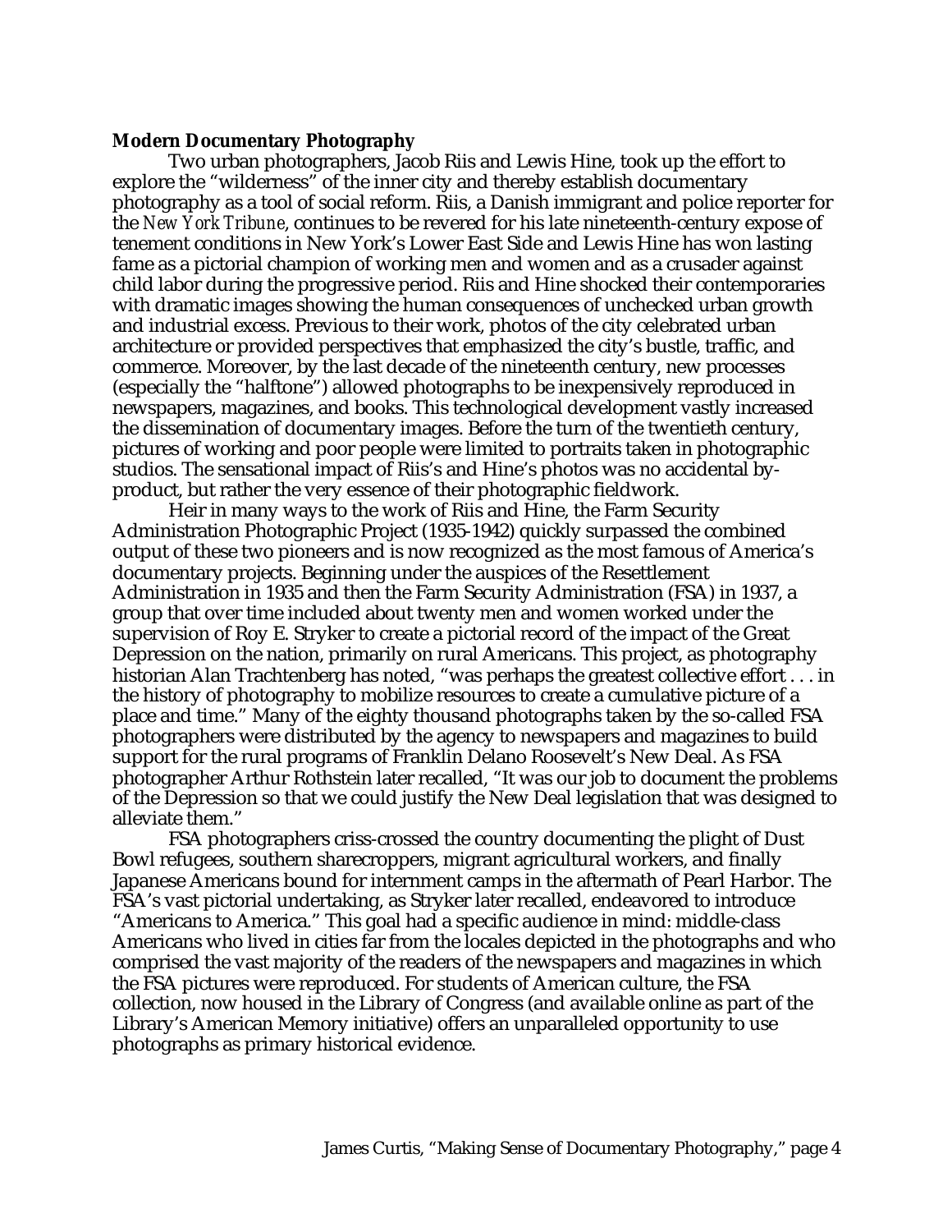**Modern Documentary Photography**

Two urban photographers, Jacob Riis and Lewis Hine, took up the effort to explore the "wilderness" of the inner city and thereby establish documentary photography as a tool of social reform. Riis, a Danish immigrant and police reporter for the *New York Tribune*, continues to be revered for his late nineteenth-century expose of tenement conditions in New York's Lower East Side and Lewis Hine has won lasting fame as a pictorial champion of working men and women and as a crusader against child labor during the progressive period. Riis and Hine shocked their contemporaries with dramatic images showing the human consequences of unchecked urban growth and industrial excess. Previous to their work, photos of the city celebrated urban architecture or provided perspectives that emphasized the city's bustle, traffic, and commerce. Moreover, by the last decade of the nineteenth century, new processes (especially the "halftone") allowed photographs to be inexpensively reproduced in newspapers, magazines, and books. This technological development vastly increased the dissemination of documentary images. Before the turn of the twentieth century, pictures of working and poor people were limited to portraits taken in photographic studios. The sensational impact of Riis's and Hine's photos was no accidental by-product, but rather the very essence of their photographic fieldwork.

Heir in many ways to the work of Riis and Hine, the Farm Security Administration Photographic Project (1935-1942) quickly surpassed the combined output of these two pioneers and is now recognized as the most famous of America's documentary projects. Beginning under the auspices of the Resettlement Administration in 1935 and then the Farm Security Administration (FSA) in 1937, a group that over time included about twenty men and women worked under the supervision of Roy E. Stryker to create a pictorial record of the impact of the Great Depression on the nation, primarily on rural Americans. This project, as photography historian Alan Trachtenberg has noted, "was perhaps the greatest collective effort . . . in the history of photography to mobilize resources to create a cumulative picture of a place and time." Many of the eighty thousand photographs taken by the so-called FSA photographers were distributed by the agency to newspapers and magazines to build support for the rural programs of Franklin Delano Roosevelt's New Deal. As FSA photographer Arthur Rothstein later recalled, "It was our job to document the problems of the Depression so that we could justify the New Deal legislation that was designed to alleviate them."

FSA photographers criss-crossed the country documenting the plight of Dust Bowl refugees, southern sharecroppers, migrant agricultural workers, and finally Japanese Americans bound for internment camps in the aftermath of Pearl Harbor. The FSA's vast pictorial undertaking, as Stryker later recalled, endeavored to introduce "Americans to America." This goal had a specific audience in mind: middle-class Americans who lived in cities far from the locales depicted in the photographs and who comprised the vast majority of the readers of the newspapers and magazines in which the FSA pictures were reproduced. For students of American culture, the FSA collection, now housed in the Library of Congress (and available online as part of the Library's American Memory initiative) offers an unparalleled opportunity to use photographs as primary historical evidence.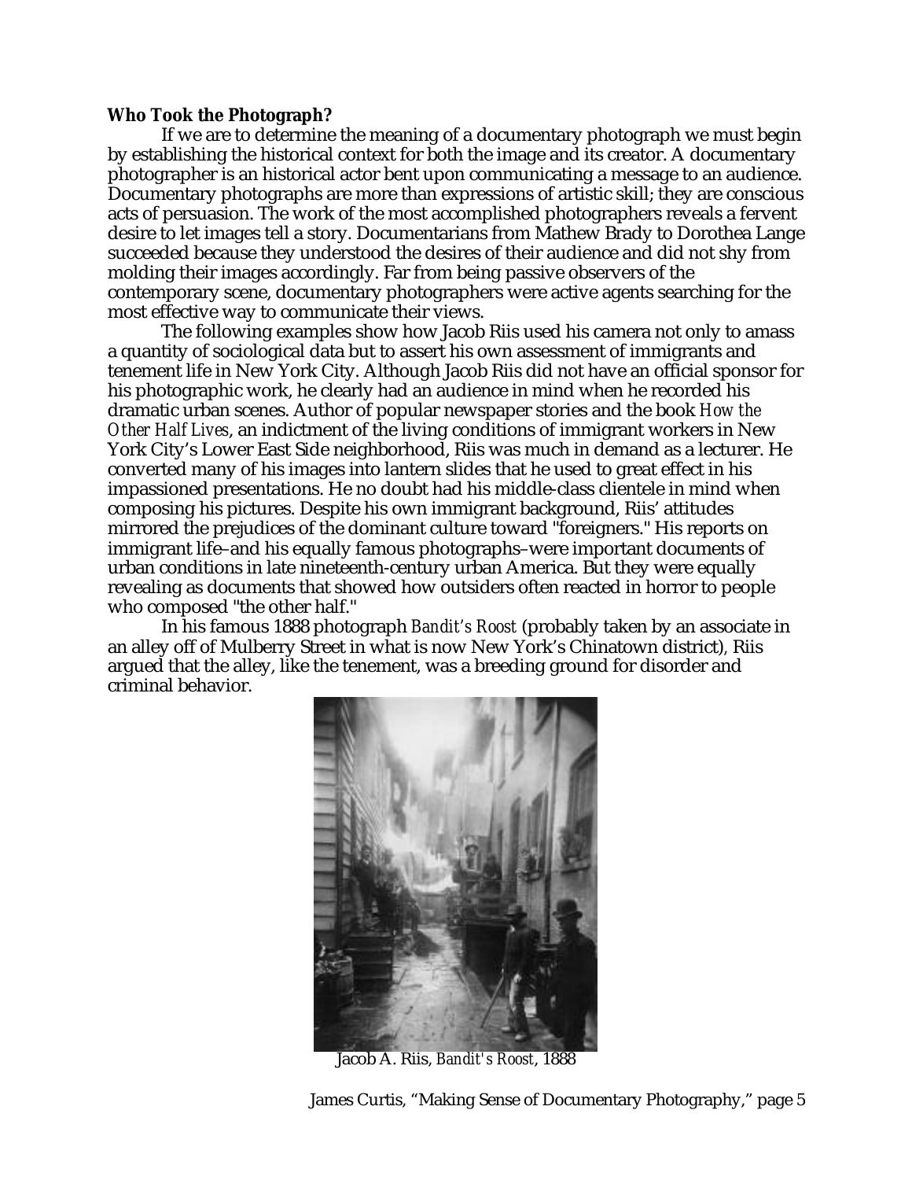**Who Took the Photograph?**

If we are to determine the meaning of a documentary photograph we must begin by establishing the historical context for both the image and its creator. A documentary photographer is an historical actor bent upon communicating a message to an audience. Documentary photographs are more than expressions of artistic skill; they are conscious acts of persuasion. The work of the most accomplished photographers reveals a fervent desire to let images tell a story. Documentarians from Mathew Brady to Dorothea Lange succeeded because they understood the desires of their audience and did not shy from molding their images accordingly. Far from being passive observers of the contemporary scene, documentary photographers were active agents searching for the most effective way to communicate their views.

The following examples show how Jacob Riis used his camera not only to amass a quantity of sociological data but to assert his own assessment of immigrants and tenement life in New York City. Although Jacob Riis did not have an official sponsor for his photographic work, he clearly had an audience in mind when he recorded his dramatic urban scenes. Author of popular newspaper stories and the book *How the Other Half Lives*, an indictment of the living conditions of immigrant workers in New York City's Lower East Side neighborhood, Riis was much in demand as a lecturer. He converted many of his images into lantern slides that he used to great effect in his impassioned presentations. He no doubt had his middle-class clientele in mind when composing his pictures. Despite his own immigrant background, Riis' attitudes mirrored the prejudices of the dominant culture toward "foreigners." His reports on immigrant life–and his equally famous photographs–were important documents of urban conditions in late nineteenth-century urban America. But they were equally revealing as documents that showed how outsiders often reacted in horror to people who composed "the other half."

In his famous 1888 photograph *Bandit's Roost* (probably taken by an associate in an alley off of Mulberry Street in what is now New York's Chinatown district), Riis argued that the alley, like the tenement, was a breeding ground for disorder and criminal behavior.

Jacob A. Riis, *Bandit's Roost*, 1888

James Curtis, "Making Sense of Documentary Photography," page 5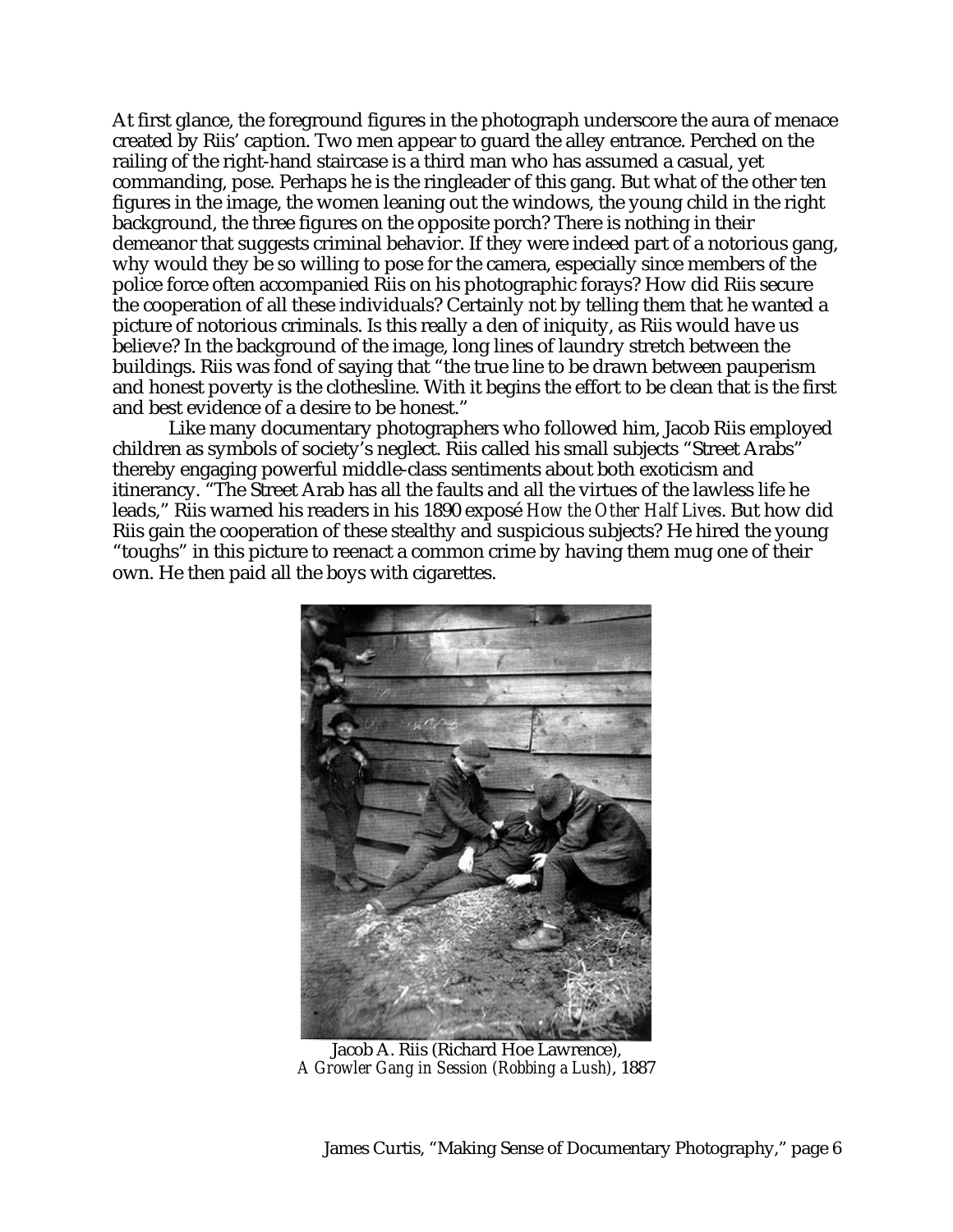At first glance, the foreground figures in the photograph underscore the aura of menace created by Riis' caption. Two men appear to guard the alley entrance. Perched on the railing of the right-hand staircase is a third man who has assumed a casual, yet commanding, pose. Perhaps he is the ringleader of this gang. But what of the other ten figures in the image, the women leaning out the windows, the young child in the right background, the three figures on the opposite porch? There is nothing in their demeanor that suggests criminal behavior. If they were indeed part of a notorious gang, why would they be so willing to pose for the camera, especially since members of the police force often accompanied Riis on his photographic forays? How did Riis secure the cooperation of all these individuals? Certainly not by telling them that he wanted a picture of notorious criminals. Is this really a den of iniquity, as Riis would have us believe? In the background of the image, long lines of laundry stretch between the buildings. Riis was fond of saying that "the true line to be drawn between pauperism and honest poverty is the clothesline. With it begins the effort to be clean that is the first and best evidence of a desire to be honest."

Like many documentary photographers who followed him, Jacob Riis employed children as symbols of society's neglect. Riis called his small subjects "Street Arabs" thereby engaging powerful middle-class sentiments about both exoticism and itinerancy. "The Street Arab has all the faults and all the virtues of the lawless life he leads," Riis warned his readers in his 1890 exposé *How the Other Half Lives*. But how did Riis gain the cooperation of these stealthy and suspicious subjects? He hired the young "toughs" in this picture to reenact a common crime by having them mug one of their own. He then paid all the boys with cigarettes.

Jacob A. Riis (Richard Hoe Lawrence),
*A Growler Gang in Session (Robbing a Lush)*, 1887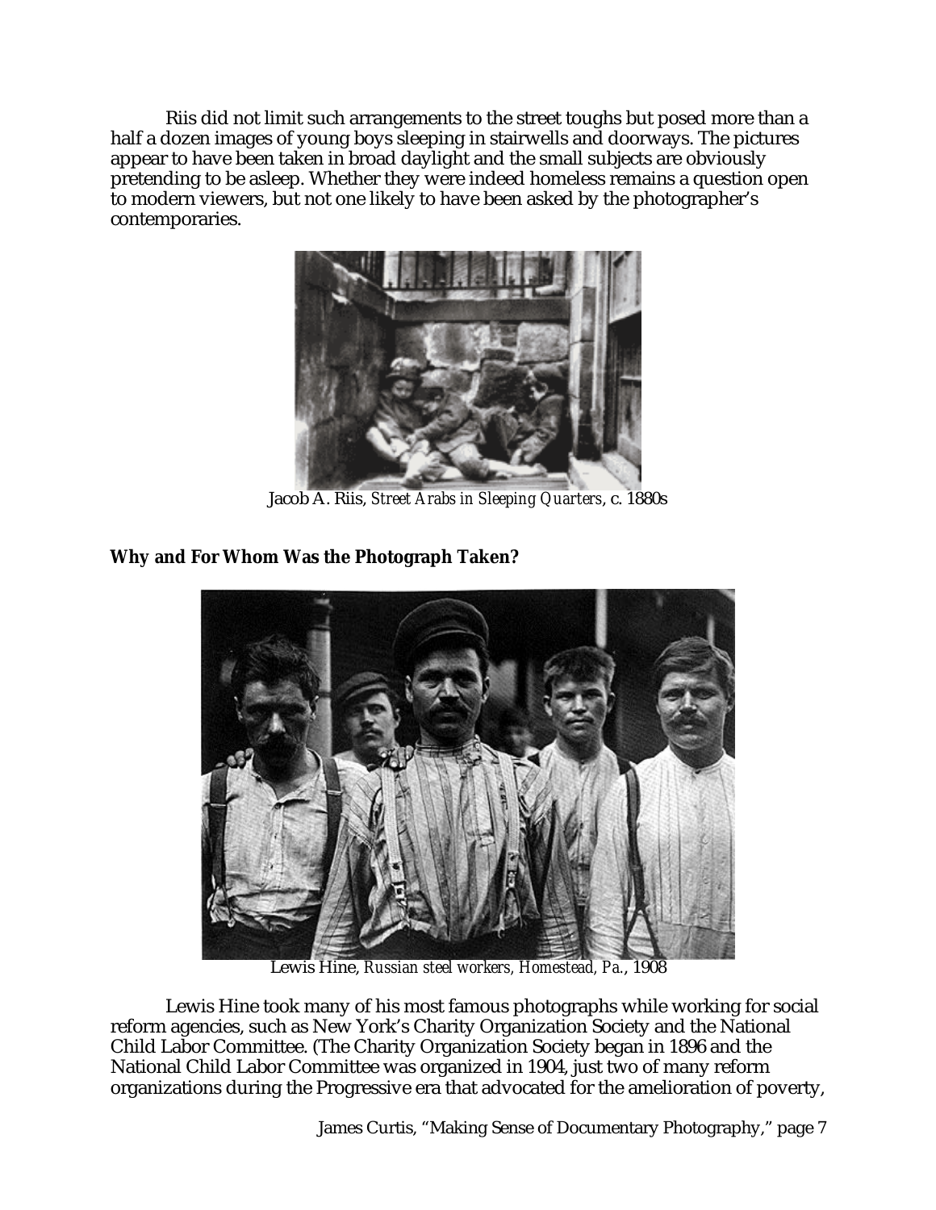Riis did not limit such arrangements to the street toughs but posed more than a half a dozen images of young boys sleeping in stairwells and doorways. The pictures appear to have been taken in broad daylight and the small subjects are obviously pretending to be asleep. Whether they were indeed homeless remains a question open to modern viewers, but not one likely to have been asked by the photographer's contemporaries.

Jacob A. Riis, *Street Arabs in Sleeping Quarters*, c. 1880s

**Why and For Whom Was the Photograph Taken?**

Lewis Hine, *Russian steel workers, Homestead, Pa.*, 1908

Lewis Hine took many of his most famous photographs while working for social reform agencies, such as New York's Charity Organization Society and the National Child Labor Committee. (The Charity Organization Society began in 1896 and the National Child Labor Committee was organized in 1904, just two of many reform organizations during the Progressive era that advocated for the amelioration of poverty,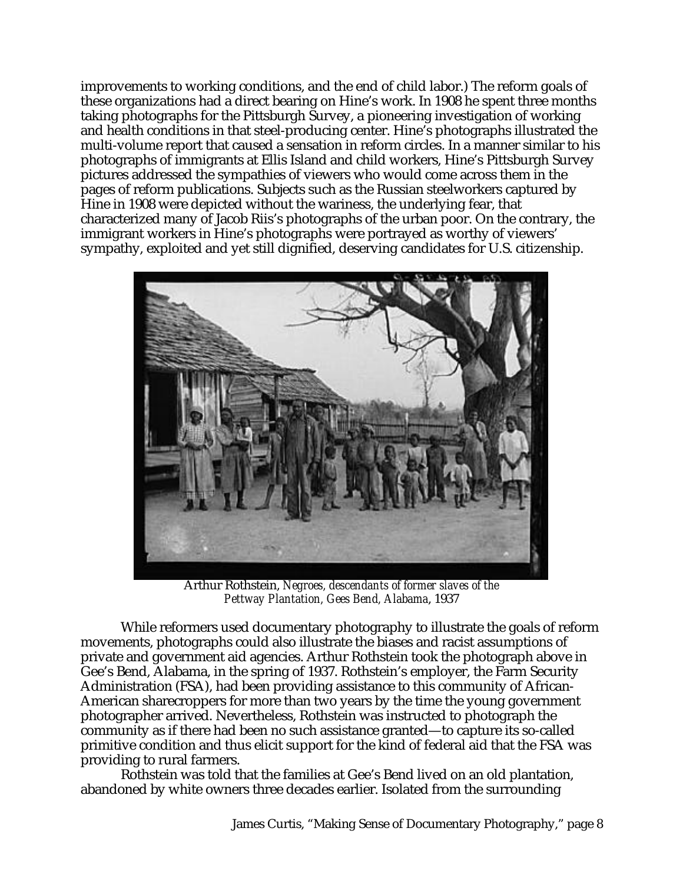improvements to working conditions, and the end of child labor.) The reform goals of these organizations had a direct bearing on Hine's work. In 1908 he spent three months taking photographs for the Pittsburgh Survey, a pioneering investigation of working and health conditions in that steel-producing center. Hine's photographs illustrated the multi-volume report that caused a sensation in reform circles. In a manner similar to his photographs of immigrants at Ellis Island and child workers, Hine's Pittsburgh Survey pictures addressed the sympathies of viewers who would come across them in the pages of reform publications. Subjects such as the Russian steelworkers captured by Hine in 1908 were depicted without the wariness, the underlying fear, that characterized many of Jacob Riis's photographs of the urban poor. On the contrary, the immigrant workers in Hine's photographs were portrayed as worthy of viewers' sympathy, exploited and yet still dignified, deserving candidates for U.S. citizenship.

Arthur Rothstein, *Negroes, descendants of former slaves of the Pettway Plantation, Gees Bend, Alabama*, 1937

While reformers used documentary photography to illustrate the goals of reform movements, photographs could also illustrate the biases and racist assumptions of private and government aid agencies. Arthur Rothstein took the photograph above in Gee's Bend, Alabama, in the spring of 1937. Rothstein's employer, the Farm Security Administration (FSA), had been providing assistance to this community of African-American sharecroppers for more than two years by the time the young government photographer arrived. Nevertheless, Rothstein was instructed to photograph the community as if there had been no such assistance granted—to capture its so-called primitive condition and thus elicit support for the kind of federal aid that the FSA was providing to rural farmers.

Rothstein was told that the families at Gee's Bend lived on an old plantation, abandoned by white owners three decades earlier. Isolated from the surrounding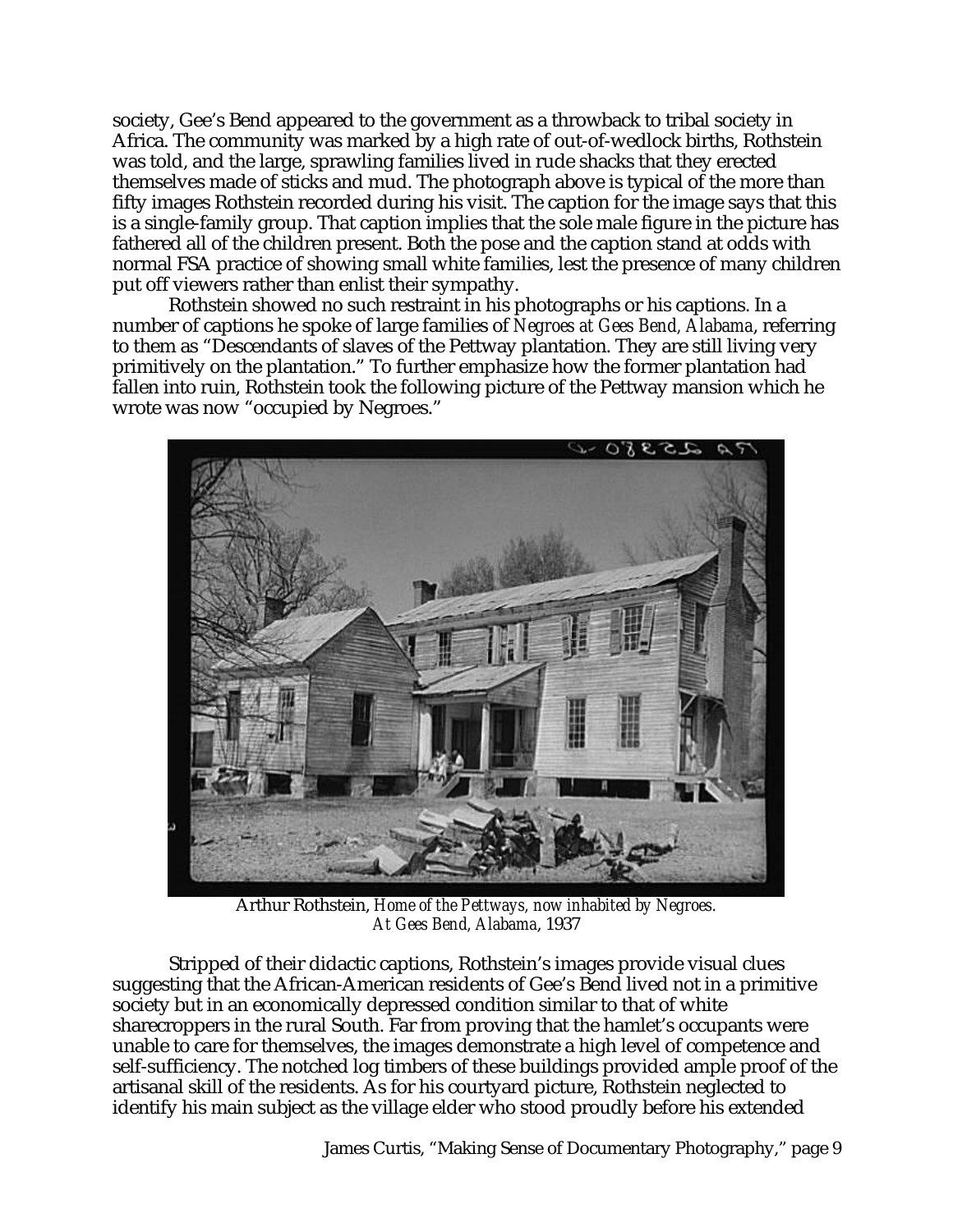society, Gee's Bend appeared to the government as a throwback to tribal society in Africa. The community was marked by a high rate of out-of-wedlock births, Rothstein was told, and the large, sprawling families lived in rude shacks that they erected themselves made of sticks and mud. The photograph above is typical of the more than fifty images Rothstein recorded during his visit. The caption for the image says that this is a single-family group. That caption implies that the sole male figure in the picture has fathered all of the children present. Both the pose and the caption stand at odds with normal FSA practice of showing small white families, lest the presence of many children put off viewers rather than enlist their sympathy.

Rothstein showed no such restraint in his photographs or his captions. In a number of captions he spoke of large families of *Negroes at Gees Bend, Alabama*, referring to them as "Descendants of slaves of the Pettway plantation. They are still living very primitively on the plantation." To further emphasize how the former plantation had fallen into ruin, Rothstein took the following picture of the Pettway mansion which he wrote was now "occupied by Negroes."

Arthur Rothstein, *Home of the Pettways, now inhabited by Negroes. At Gees Bend, Alabama*, 1937

Stripped of their didactic captions, Rothstein's images provide visual clues suggesting that the African-American residents of Gee's Bend lived not in a primitive society but in an economically depressed condition similar to that of white sharecroppers in the rural South. Far from proving that the hamlet's occupants were unable to care for themselves, the images demonstrate a high level of competence and self-sufficiency. The notched log timbers of these buildings provided ample proof of the artisanal skill of the residents. As for his courtyard picture, Rothstein neglected to identify his main subject as the village elder who stood proudly before his extended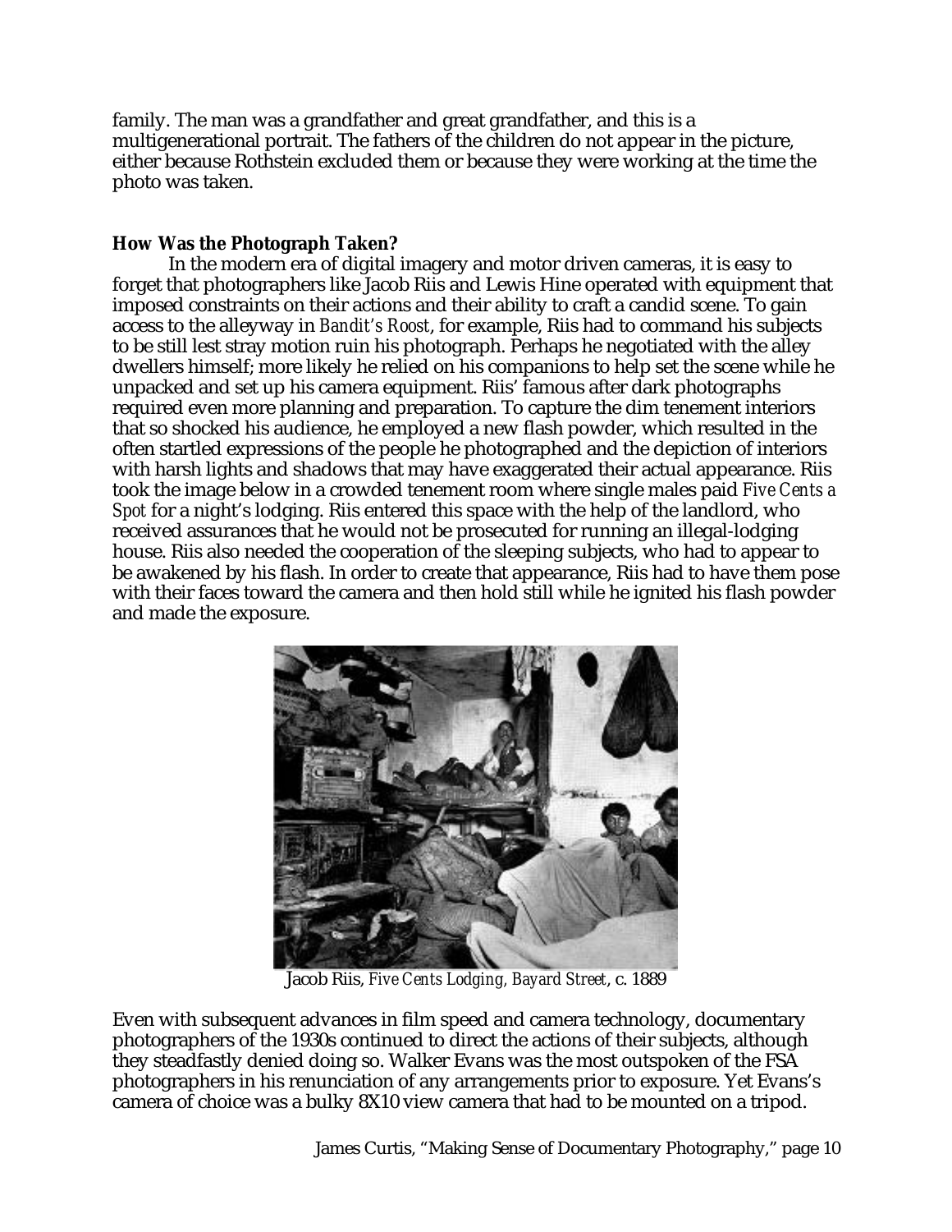family. The man was a grandfather and great grandfather, and this is a multigenerational portrait. The fathers of the children do not appear in the picture, either because Rothstein excluded them or because they were working at the time the photo was taken.

**How Was the Photograph Taken?**

In the modern era of digital imagery and motor driven cameras, it is easy to forget that photographers like Jacob Riis and Lewis Hine operated with equipment that imposed constraints on their actions and their ability to craft a candid scene. To gain access to the alleyway in *Bandit's Roost*, for example, Riis had to command his subjects to be still lest stray motion ruin his photograph. Perhaps he negotiated with the alley dwellers himself; more likely he relied on his companions to help set the scene while he unpacked and set up his camera equipment. Riis' famous after dark photographs required even more planning and preparation. To capture the dim tenement interiors that so shocked his audience, he employed a new flash powder, which resulted in the often startled expressions of the people he photographed and the depiction of interiors with harsh lights and shadows that may have exaggerated their actual appearance. Riis took the image below in a crowded tenement room where single males paid *Five Cents a Spot* for a night's lodging. Riis entered this space with the help of the landlord, who received assurances that he would not be prosecuted for running an illegal-lodging house. Riis also needed the cooperation of the sleeping subjects, who had to appear to be awakened by his flash. In order to create that appearance, Riis had to have them pose with their faces toward the camera and then hold still while he ignited his flash powder and made the exposure.

Jacob Riis, *Five Cents Lodging, Bayard Street*, c. 1889

Even with subsequent advances in film speed and camera technology, documentary photographers of the 1930s continued to direct the actions of their subjects, although they steadfastly denied doing so. Walker Evans was the most outspoken of the FSA photographers in his renunciation of any arrangements prior to exposure. Yet Evans's camera of choice was a bulky 8X10 view camera that had to be mounted on a tripod.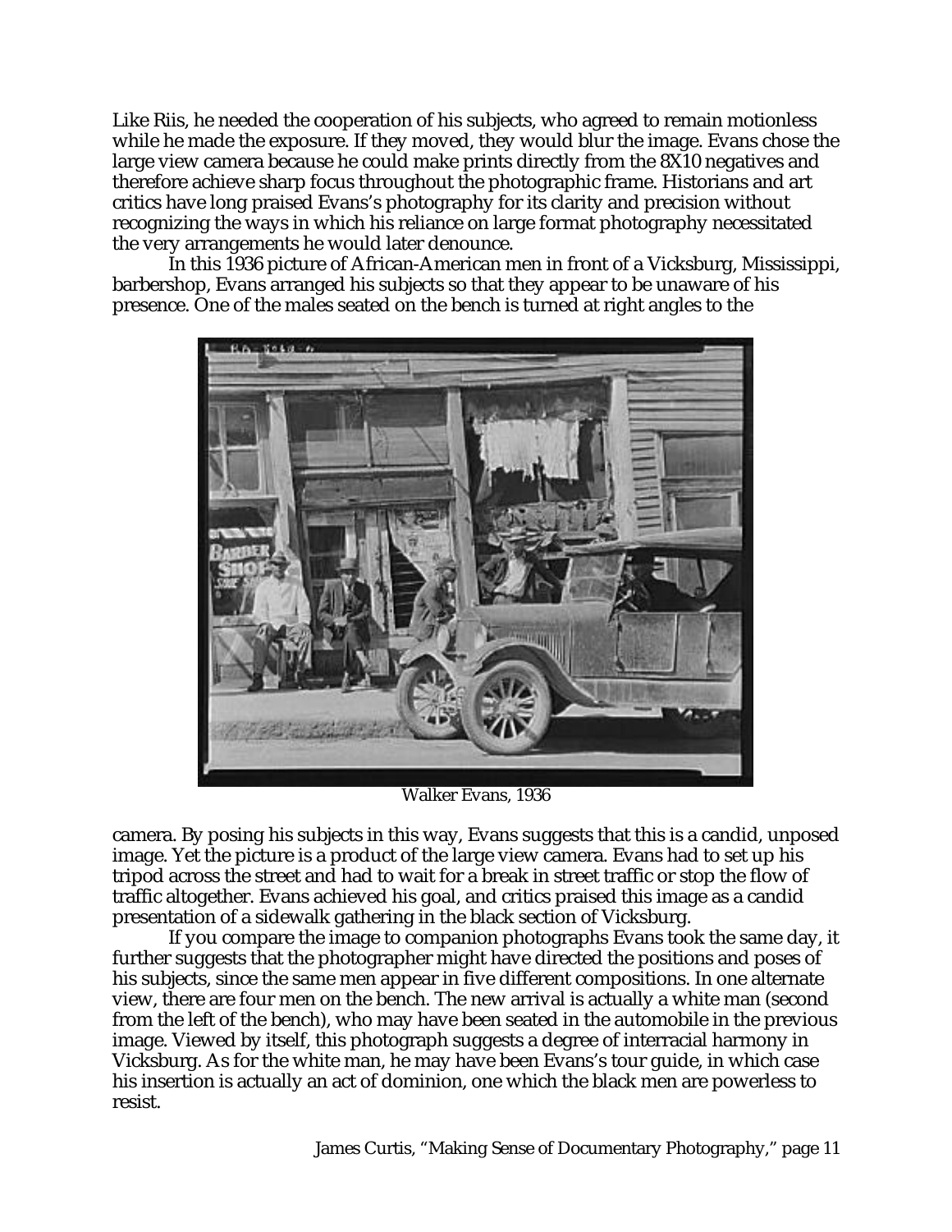Like Riis, he needed the cooperation of his subjects, who agreed to remain motionless while he made the exposure. If they moved, they would blur the image. Evans chose the large view camera because he could make prints directly from the 8X10 negatives and therefore achieve sharp focus throughout the photographic frame. Historians and art critics have long praised Evans's photography for its clarity and precision without recognizing the ways in which his reliance on large format photography necessitated the very arrangements he would later denounce.

In this 1936 picture of African-American men in front of a Vicksburg, Mississippi, barbershop, Evans arranged his subjects so that they appear to be unaware of his presence. One of the males seated on the bench is turned at right angles to the

Walker Evans, 1936

camera. By posing his subjects in this way, Evans suggests that this is a candid, unposed image. Yet the picture is a product of the large view camera. Evans had to set up his tripod across the street and had to wait for a break in street traffic or stop the flow of traffic altogether. Evans achieved his goal, and critics praised this image as a candid presentation of a sidewalk gathering in the black section of Vicksburg.

If you compare the image to companion photographs Evans took the same day, it further suggests that the photographer might have directed the positions and poses of his subjects, since the same men appear in five different compositions. In one alternate view, there are four men on the bench. The new arrival is actually a white man (second from the left of the bench), who may have been seated in the automobile in the previous image. Viewed by itself, this photograph suggests a degree of interracial harmony in Vicksburg. As for the white man, he may have been Evans's tour guide, in which case his insertion is actually an act of dominion, one which the black men are powerless to resist.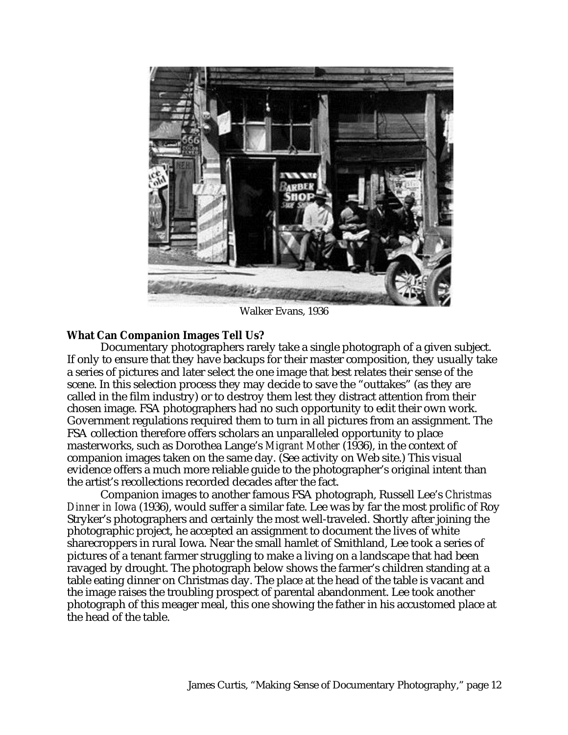Walker Evans, 1936

**What Can Companion Images Tell Us?**

Documentary photographers rarely take a single photograph of a given subject. If only to ensure that they have backups for their master composition, they usually take a series of pictures and later select the one image that best relates their sense of the scene. In this selection process they may decide to save the "outtakes" (as they are called in the film industry) or to destroy them lest they distract attention from their chosen image. FSA photographers had no such opportunity to edit their own work. Government regulations required them to turn in all pictures from an assignment. The FSA collection therefore offers scholars an unparalleled opportunity to place masterworks, such as Dorothea Lange's *Migrant Mother* (1936), in the context of companion images taken on the same day. (See activity on Web site.) This visual evidence offers a much more reliable guide to the photographer's original intent than the artist's recollections recorded decades after the fact.

Companion images to another famous FSA photograph, Russell Lee's *Christmas Dinner in Iowa* (1936), would suffer a similar fate. Lee was by far the most prolific of Roy Stryker's photographers and certainly the most well-traveled. Shortly after joining the photographic project, he accepted an assignment to document the lives of white sharecroppers in rural Iowa. Near the small hamlet of Smithland, Lee took a series of pictures of a tenant farmer struggling to make a living on a landscape that had been ravaged by drought. The photograph below shows the farmer's children standing at a table eating dinner on Christmas day. The place at the head of the table is vacant and the image raises the troubling prospect of parental abandonment. Lee took another photograph of this meager meal, this one showing the father in his accustomed place at the head of the table.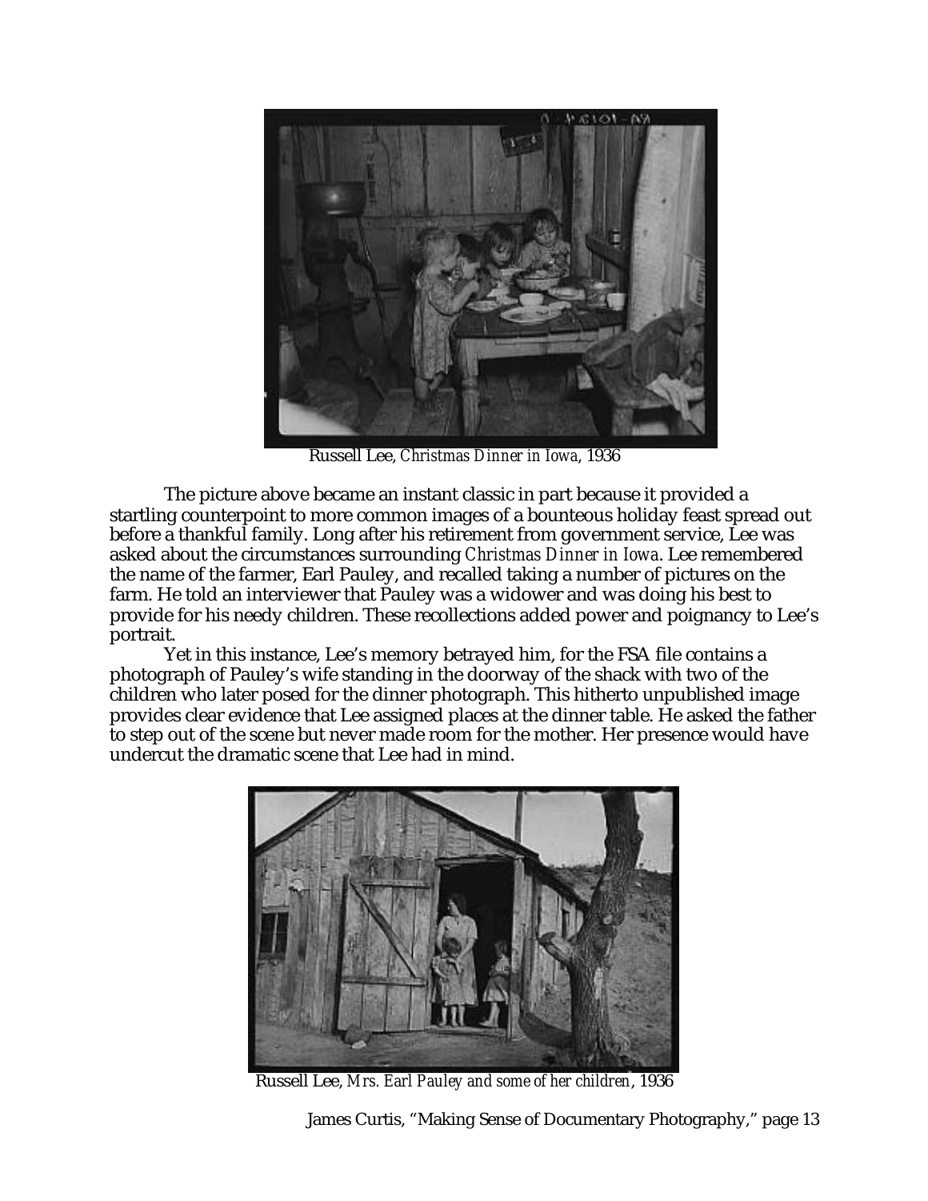Russell Lee, *Christmas Dinner in Iowa*, 1936

The picture above became an instant classic in part because it provided a startling counterpoint to more common images of a bounteous holiday feast spread out before a thankful family. Long after his retirement from government service, Lee was asked about the circumstances surrounding *Christmas Dinner in Iowa*. Lee remembered the name of the farmer, Earl Pauley, and recalled taking a number of pictures on the farm. He told an interviewer that Pauley was a widower and was doing his best to provide for his needy children. These recollections added power and poignancy to Lee's portrait.

Yet in this instance, Lee's memory betrayed him, for the FSA file contains a photograph of Pauley's wife standing in the doorway of the shack with two of the children who later posed for the dinner photograph. This hitherto unpublished image provides clear evidence that Lee assigned places at the dinner table. He asked the father to step out of the scene but never made room for the mother. Her presence would have undercut the dramatic scene that Lee had in mind.

Russell Lee, *Mrs. Earl Pauley and some of her children*, 1936

James Curtis, "Making Sense of Documentary Photography," page 13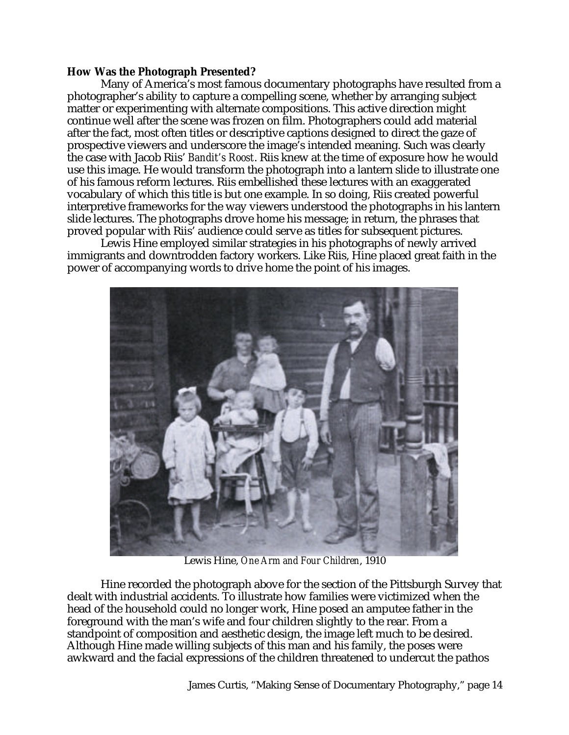**How Was the Photograph Presented?**

Many of America's most famous documentary photographs have resulted from a photographer's ability to capture a compelling scene, whether by arranging subject matter or experimenting with alternate compositions. This active direction might continue well after the scene was frozen on film. Photographers could add material after the fact, most often titles or descriptive captions designed to direct the gaze of prospective viewers and underscore the image's intended meaning. Such was clearly the case with Jacob Riis' *Bandit's Roost*. Riis knew at the time of exposure how he would use this image. He would transform the photograph into a lantern slide to illustrate one of his famous reform lectures. Riis embellished these lectures with an exaggerated vocabulary of which this title is but one example. In so doing, Riis created powerful interpretive frameworks for the way viewers understood the photographs in his lantern slide lectures. The photographs drove home his message; in return, the phrases that proved popular with Riis' audience could serve as titles for subsequent pictures.

Lewis Hine employed similar strategies in his photographs of newly arrived immigrants and downtrodden factory workers. Like Riis, Hine placed great faith in the power of accompanying words to drive home the point of his images.

Lewis Hine, *One Arm and Four Children*, 1910

Hine recorded the photograph above for the section of the Pittsburgh Survey that dealt with industrial accidents. To illustrate how families were victimized when the head of the household could no longer work, Hine posed an amputee father in the foreground with the man's wife and four children slightly to the rear. From a standpoint of composition and aesthetic design, the image left much to be desired. Although Hine made willing subjects of this man and his family, the poses were awkward and the facial expressions of the children threatened to undercut the pathos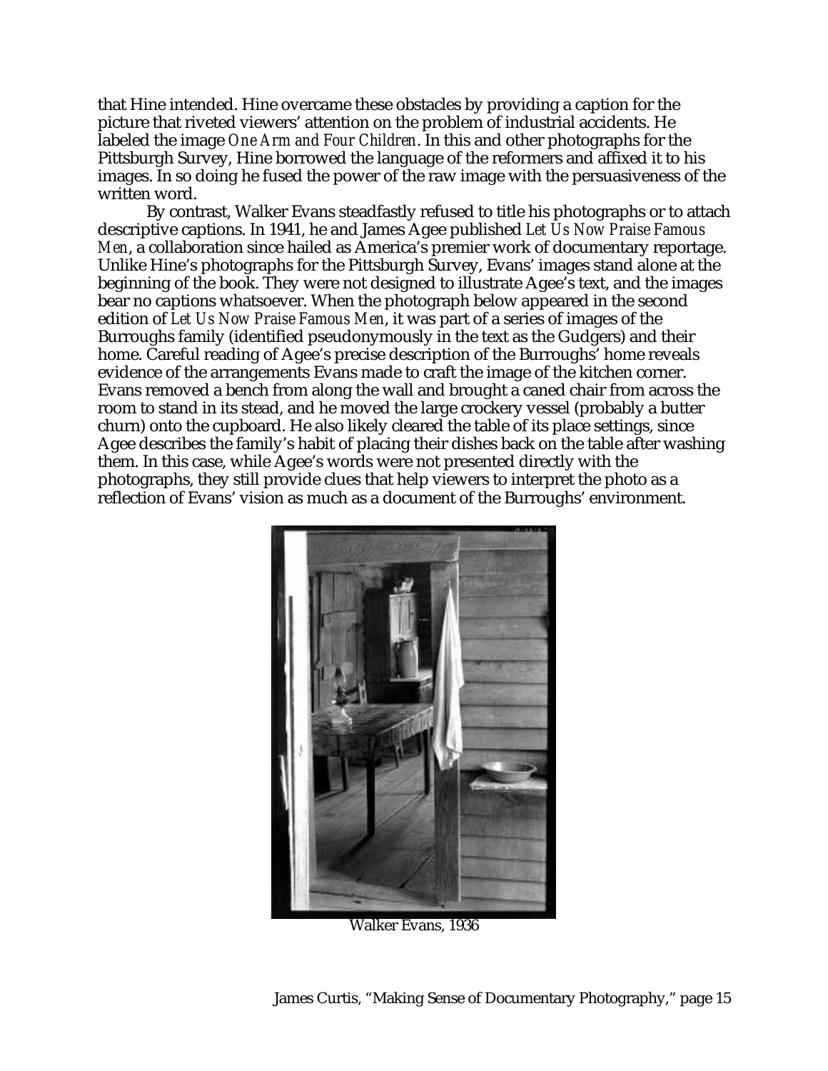that Hine intended. Hine overcame these obstacles by providing a caption for the picture that riveted viewers' attention on the problem of industrial accidents. He labeled the image *One Arm and Four Children*. In this and other photographs for the Pittsburgh Survey, Hine borrowed the language of the reformers and affixed it to his images. In so doing he fused the power of the raw image with the persuasiveness of the written word.

By contrast, Walker Evans steadfastly refused to title his photographs or to attach descriptive captions. In 1941, he and James Agee published *Let Us Now Praise Famous Men*, a collaboration since hailed as America's premier work of documentary reportage. Unlike Hine's photographs for the Pittsburgh Survey, Evans' images stand alone at the beginning of the book. They were not designed to illustrate Agee's text, and the images bear no captions whatsoever. When the photograph below appeared in the second edition of *Let Us Now Praise Famous Men*, it was part of a series of images of the Burroughs family (identified pseudonymously in the text as the Gudgers) and their home. Careful reading of Agee's precise description of the Burroughs' home reveals evidence of the arrangements Evans made to craft the image of the kitchen corner. Evans removed a bench from along the wall and brought a caned chair from across the room to stand in its stead, and he moved the large crockery vessel (probably a butter churn) onto the cupboard. He also likely cleared the table of its place settings, since Agee describes the family's habit of placing their dishes back on the table after washing them. In this case, while Agee's words were not presented directly with the photographs, they still provide clues that help viewers to interpret the photo as a reflection of Evans' vision as much as a document of the Burroughs' environment.

Walker Evans, 1936

James Curtis, "Making Sense of Documentary Photography," page 15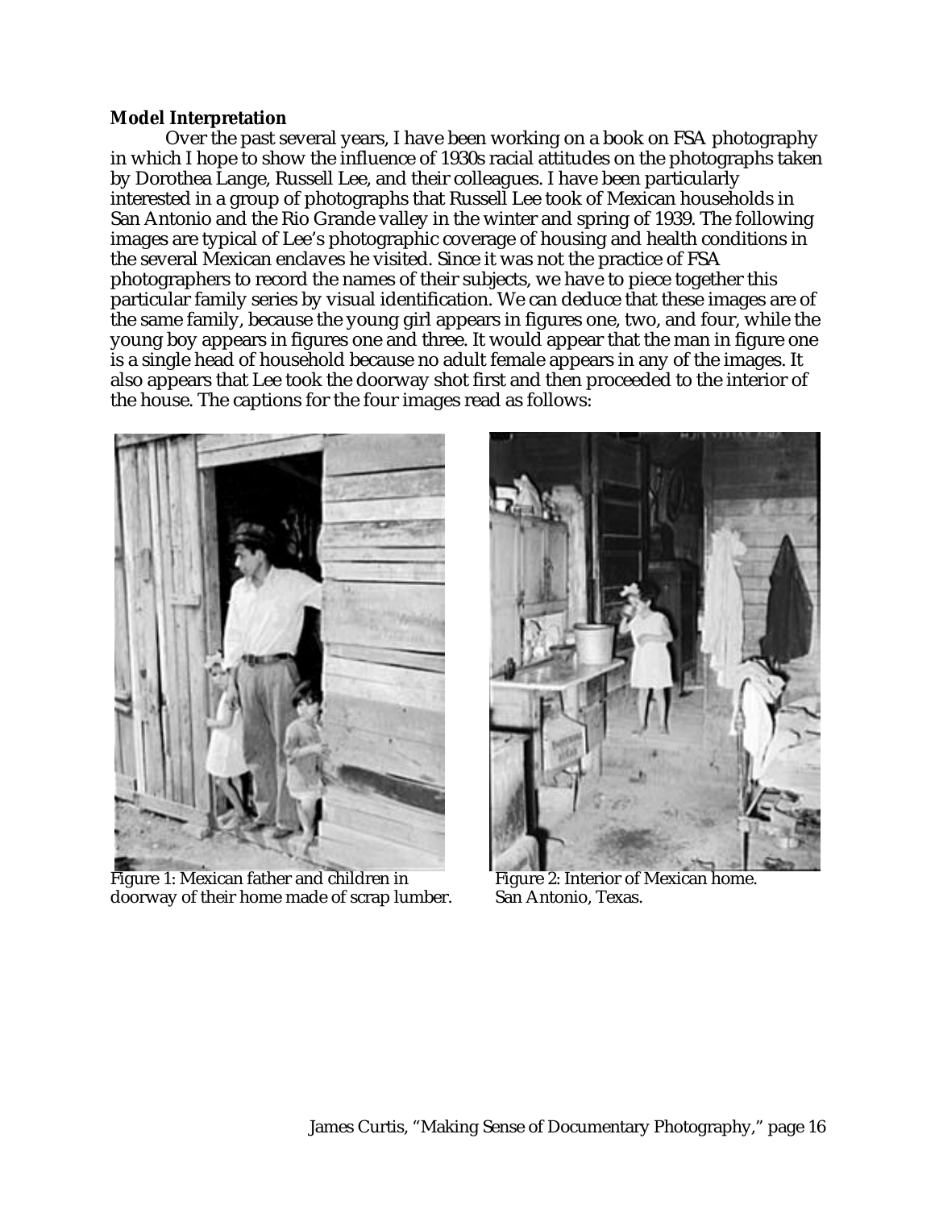**Model Interpretation**

Over the past several years, I have been working on a book on FSA photography in which I hope to show the influence of 1930s racial attitudes on the photographs taken by Dorothea Lange, Russell Lee, and their colleagues. I have been particularly interested in a group of photographs that Russell Lee took of Mexican households in San Antonio and the Rio Grande valley in the winter and spring of 1939. The following images are typical of Lee's photographic coverage of housing and health conditions in the several Mexican enclaves he visited. Since it was not the practice of FSA photographers to record the names of their subjects, we have to piece together this particular family series by visual identification. We can deduce that these images are of the same family, because the young girl appears in figures one, two, and four, while the young boy appears in figures one and three. It would appear that the man in figure one is a single head of household because no adult female appears in any of the images. It also appears that Lee took the doorway shot first and then proceeded to the interior of the house. The captions for the four images read as follows:

Figure 1: Mexican father and children in doorway of their home made of scrap lumber.

Figure 2: Interior of Mexican home. San Antonio, Texas.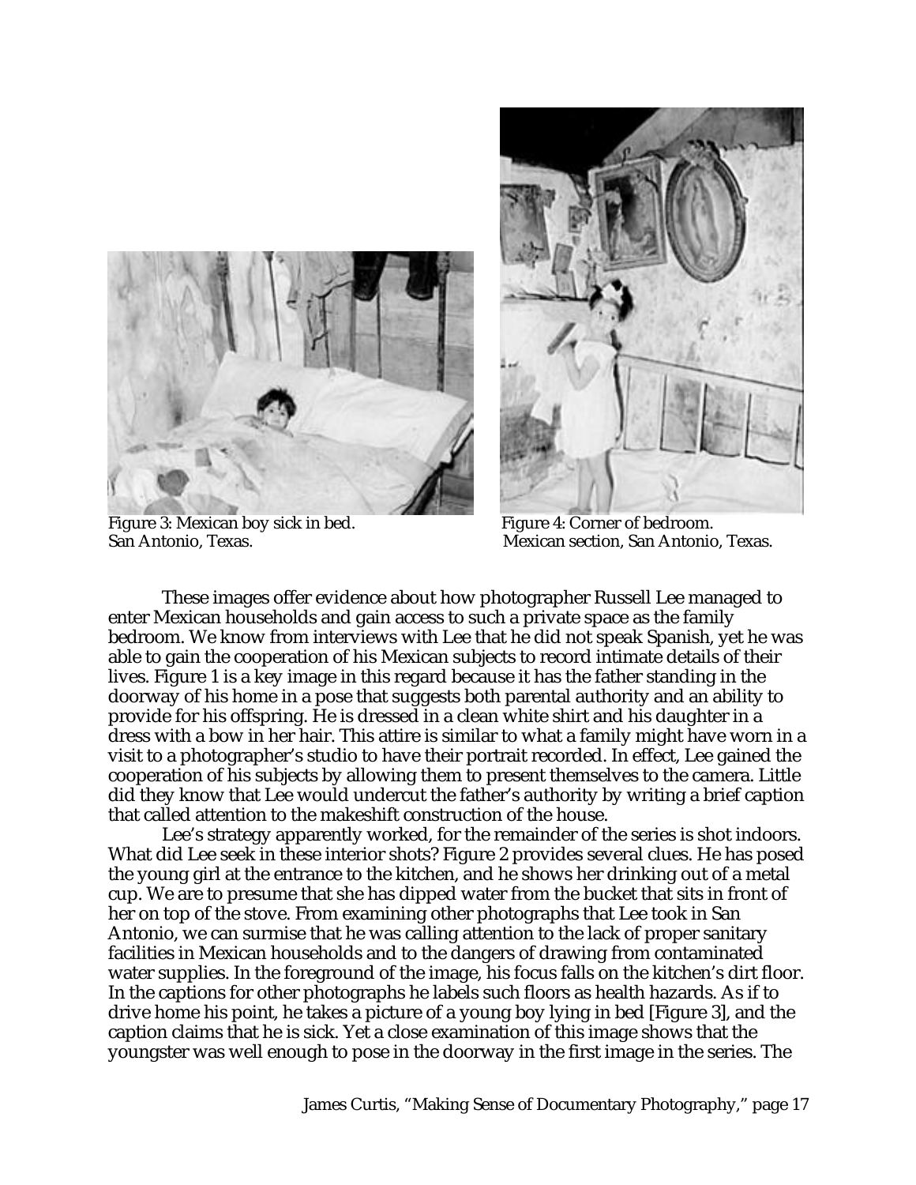Figure 3: Mexican boy sick in bed.
San Antonio, Texas.

Figure 4: Corner of bedroom.
Mexican section, San Antonio, Texas.

These images offer evidence about how photographer Russell Lee managed to enter Mexican households and gain access to such a private space as the family bedroom. We know from interviews with Lee that he did not speak Spanish, yet he was able to gain the cooperation of his Mexican subjects to record intimate details of their lives. Figure 1 is a key image in this regard because it has the father standing in the doorway of his home in a pose that suggests both parental authority and an ability to provide for his offspring. He is dressed in a clean white shirt and his daughter in a dress with a bow in her hair. This attire is similar to what a family might have worn in a visit to a photographer's studio to have their portrait recorded. In effect, Lee gained the cooperation of his subjects by allowing them to present themselves to the camera. Little did they know that Lee would undercut the father's authority by writing a brief caption that called attention to the makeshift construction of the house.

Lee's strategy apparently worked, for the remainder of the series is shot indoors. What did Lee seek in these interior shots? Figure 2 provides several clues. He has posed the young girl at the entrance to the kitchen, and he shows her drinking out of a metal cup. We are to presume that she has dipped water from the bucket that sits in front of her on top of the stove. From examining other photographs that Lee took in San Antonio, we can surmise that he was calling attention to the lack of proper sanitary facilities in Mexican households and to the dangers of drawing from contaminated water supplies. In the foreground of the image, his focus falls on the kitchen's dirt floor. In the captions for other photographs he labels such floors as health hazards. As if to drive home his point, he takes a picture of a young boy lying in bed [Figure 3], and the caption claims that he is sick. Yet a close examination of this image shows that the youngster was well enough to pose in the doorway in the first image in the series. The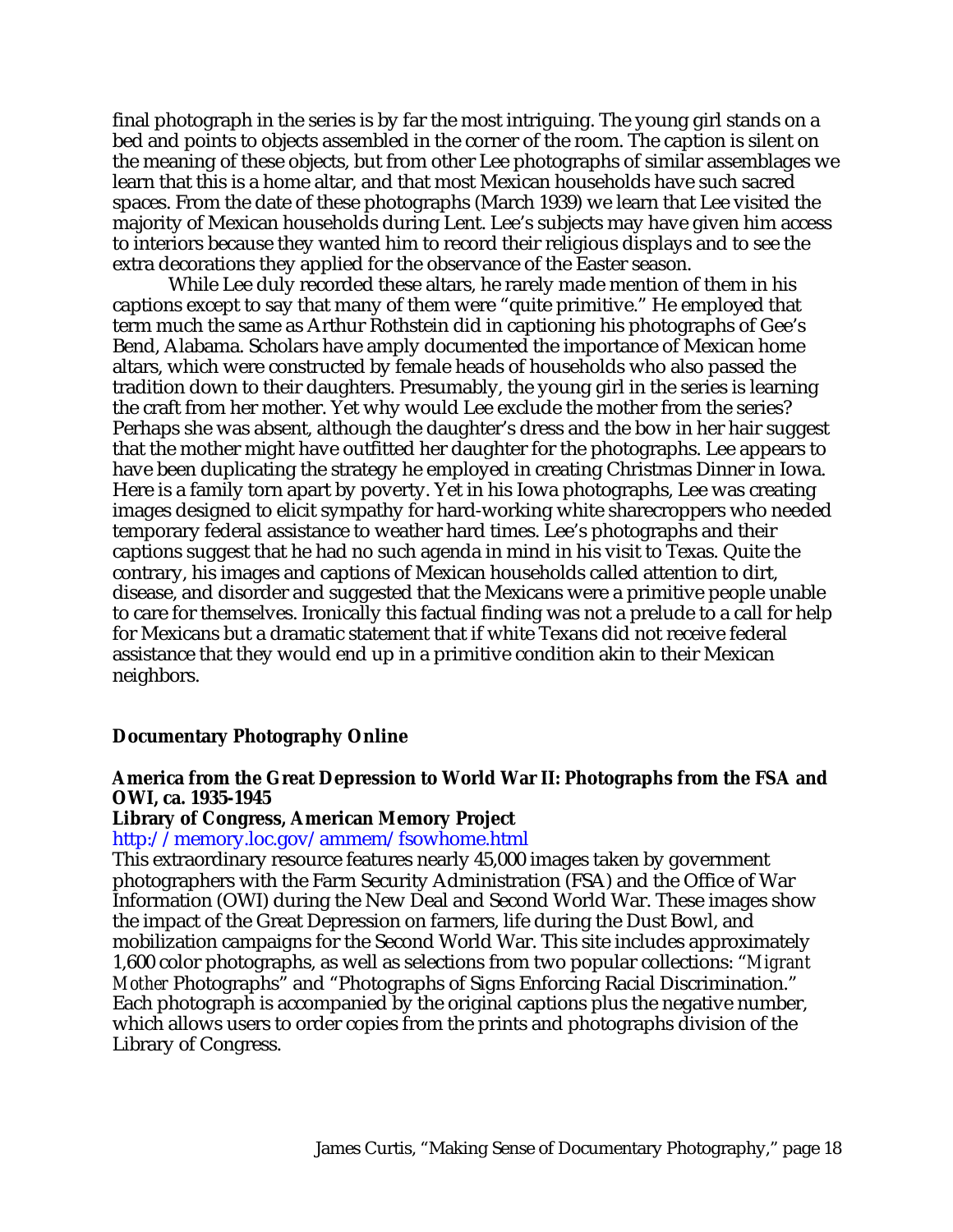final photograph in the series is by far the most intriguing. The young girl stands on a bed and points to objects assembled in the corner of the room. The caption is silent on the meaning of these objects, but from other Lee photographs of similar assemblages we learn that this is a home altar, and that most Mexican households have such sacred spaces. From the date of these photographs (March 1939) we learn that Lee visited the majority of Mexican households during Lent. Lee's subjects may have given him access to interiors because they wanted him to record their religious displays and to see the extra decorations they applied for the observance of the Easter season.

While Lee duly recorded these altars, he rarely made mention of them in his captions except to say that many of them were "quite primitive." He employed that term much the same as Arthur Rothstein did in captioning his photographs of Gee's Bend, Alabama. Scholars have amply documented the importance of Mexican home altars, which were constructed by female heads of households who also passed the tradition down to their daughters. Presumably, the young girl in the series is learning the craft from her mother. Yet why would Lee exclude the mother from the series? Perhaps she was absent, although the daughter's dress and the bow in her hair suggest that the mother might have outfitted her daughter for the photographs. Lee appears to have been duplicating the strategy he employed in creating Christmas Dinner in Iowa. Here is a family torn apart by poverty. Yet in his Iowa photographs, Lee was creating images designed to elicit sympathy for hard-working white sharecroppers who needed temporary federal assistance to weather hard times. Lee's photographs and their captions suggest that he had no such agenda in mind in his visit to Texas. Quite the contrary, his images and captions of Mexican households called attention to dirt, disease, and disorder and suggested that the Mexicans were a primitive people unable to care for themselves. Ironically this factual finding was not a prelude to a call for help for Mexicans but a dramatic statement that if white Texans did not receive federal assistance that they would end up in a primitive condition akin to their Mexican neighbors.

## Documentary Photography Online

**America from the Great Depression to World War II: Photographs from the FSA and OWI, ca. 1935-1945**
**Library of Congress, American Memory Project**
http://memory.loc.gov/ammem/fsowhome.html
This extraordinary resource features nearly 45,000 images taken by government photographers with the Farm Security Administration (FSA) and the Office of War Information (OWI) during the New Deal and Second World War. These images show the impact of the Great Depression on farmers, life during the Dust Bowl, and mobilization campaigns for the Second World War. This site includes approximately 1,600 color photographs, as well as selections from two popular collections: "*Migrant Mother* Photographs" and "Photographs of Signs Enforcing Racial Discrimination." Each photograph is accompanied by the original captions plus the negative number, which allows users to order copies from the prints and photographs division of the Library of Congress.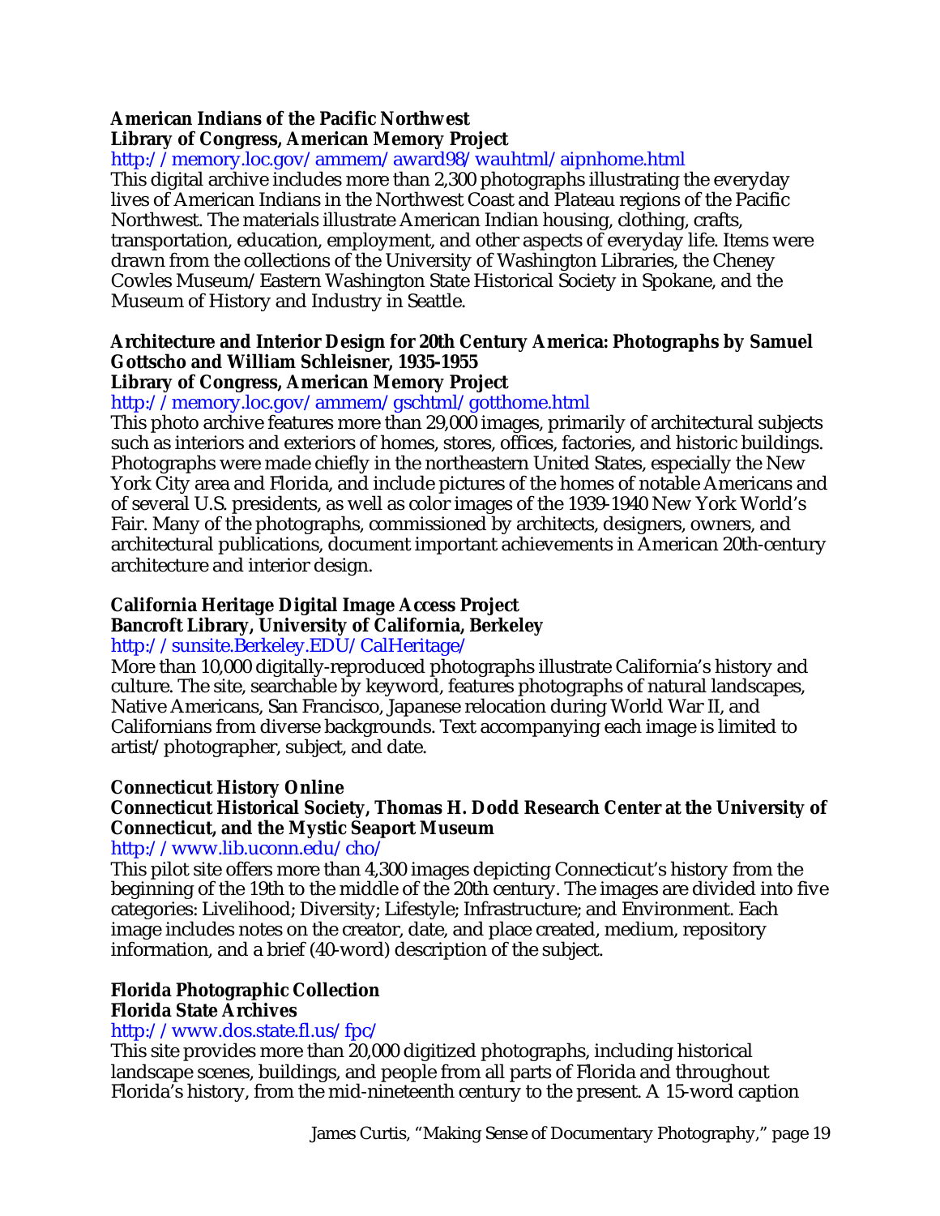**American Indians of the Pacific Northwest**
**Library of Congress, American Memory Project**
http://memory.loc.gov/ammem/award98/wauhtml/aipnhome.html
This digital archive includes more than 2,300 photographs illustrating the everyday lives of American Indians in the Northwest Coast and Plateau regions of the Pacific Northwest. The materials illustrate American Indian housing, clothing, crafts, transportation, education, employment, and other aspects of everyday life. Items were drawn from the collections of the University of Washington Libraries, the Cheney Cowles Museum/Eastern Washington State Historical Society in Spokane, and the Museum of History and Industry in Seattle.

**Architecture and Interior Design for 20th Century America: Photographs by Samuel Gottscho and William Schleisner, 1935-1955**
**Library of Congress, American Memory Project**
http://memory.loc.gov/ammem/gschtml/gotthome.html
This photo archive features more than 29,000 images, primarily of architectural subjects such as interiors and exteriors of homes, stores, offices, factories, and historic buildings. Photographs were made chiefly in the northeastern United States, especially the New York City area and Florida, and include pictures of the homes of notable Americans and of several U.S. presidents, as well as color images of the 1939-1940 New York World's Fair. Many of the photographs, commissioned by architects, designers, owners, and architectural publications, document important achievements in American 20th-century architecture and interior design.

**California Heritage Digital Image Access Project**
**Bancroft Library, University of California, Berkeley**
http://sunsite.Berkeley.EDU/CalHeritage/
More than 10,000 digitally-reproduced photographs illustrate California's history and culture. The site, searchable by keyword, features photographs of natural landscapes, Native Americans, San Francisco, Japanese relocation during World War II, and Californians from diverse backgrounds. Text accompanying each image is limited to artist/photographer, subject, and date.

**Connecticut History Online**
**Connecticut Historical Society, Thomas H. Dodd Research Center at the University of Connecticut, and the Mystic Seaport Museum**
http://www.lib.uconn.edu/cho/
This pilot site offers more than 4,300 images depicting Connecticut's history from the beginning of the 19th to the middle of the 20th century. The images are divided into five categories: Livelihood; Diversity; Lifestyle; Infrastructure; and Environment. Each image includes notes on the creator, date, and place created, medium, repository information, and a brief (40-word) description of the subject.

**Florida Photographic Collection**
**Florida State Archives**
http://www.dos.state.fl.us/fpc/
This site provides more than 20,000 digitized photographs, including historical landscape scenes, buildings, and people from all parts of Florida and throughout Florida's history, from the mid-nineteenth century to the present. A 15-word caption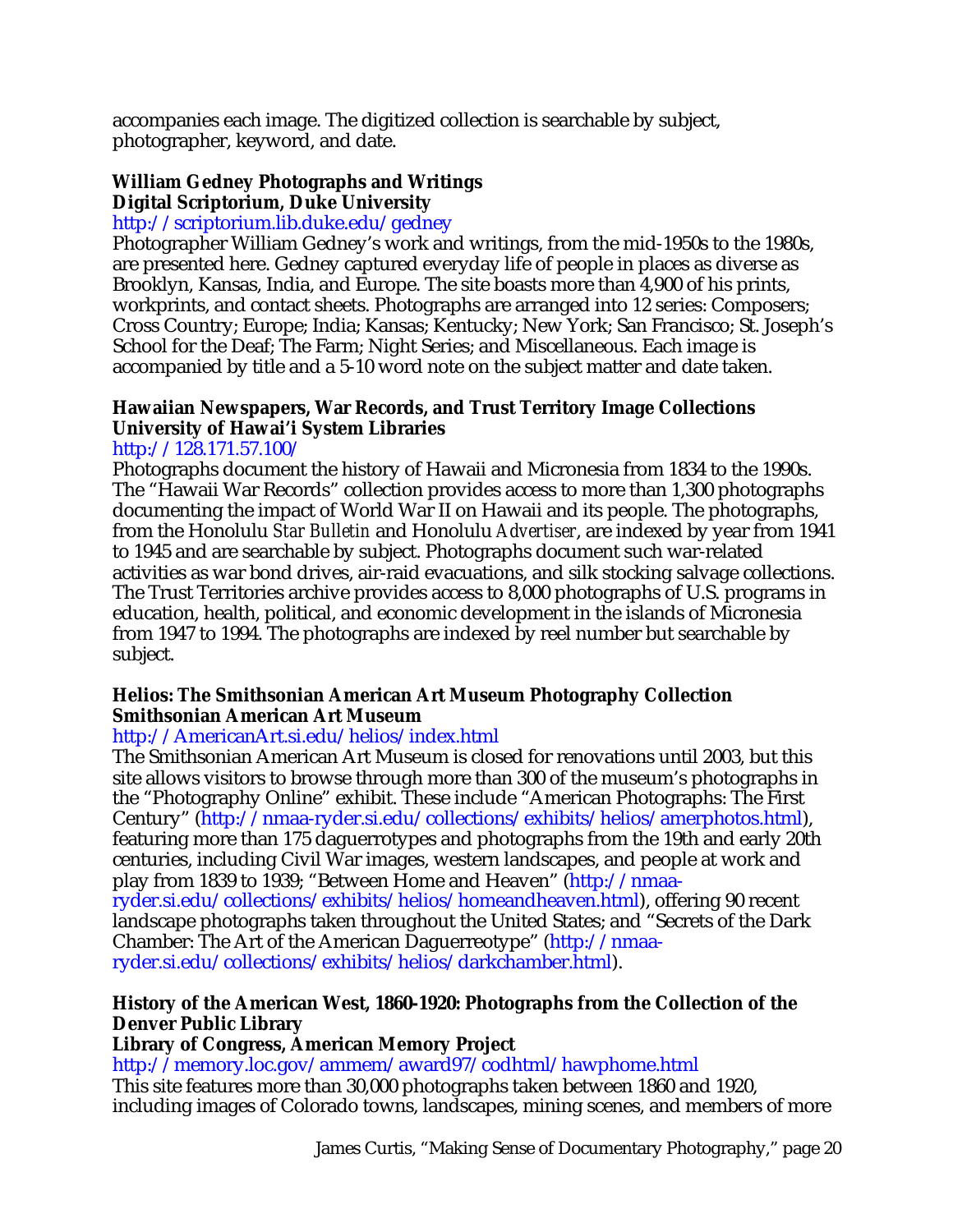accompanies each image. The digitized collection is searchable by subject, photographer, keyword, and date.

**William Gedney Photographs and Writings**
**Digital Scriptorium, Duke University**
http://scriptorium.lib.duke.edu/gedney
Photographer William Gedney's work and writings, from the mid-1950s to the 1980s, are presented here. Gedney captured everyday life of people in places as diverse as Brooklyn, Kansas, India, and Europe. The site boasts more than 4,900 of his prints, workprints, and contact sheets. Photographs are arranged into 12 series: Composers; Cross Country; Europe; India; Kansas; Kentucky; New York; San Francisco; St. Joseph's School for the Deaf; The Farm; Night Series; and Miscellaneous. Each image is accompanied by title and a 5-10 word note on the subject matter and date taken.

**Hawaiian Newspapers, War Records, and Trust Territory Image Collections**
**University of Hawai'i System Libraries**
http://128.171.57.100/
Photographs document the history of Hawaii and Micronesia from 1834 to the 1990s. The "Hawaii War Records" collection provides access to more than 1,300 photographs documenting the impact of World War II on Hawaii and its people. The photographs, from the Honolulu *Star Bulletin* and Honolulu *Advertiser*, are indexed by year from 1941 to 1945 and are searchable by subject. Photographs document such war-related activities as war bond drives, air-raid evacuations, and silk stocking salvage collections. The Trust Territories archive provides access to 8,000 photographs of U.S. programs in education, health, political, and economic development in the islands of Micronesia from 1947 to 1994. The photographs are indexed by reel number but searchable by subject.

**Helios: The Smithsonian American Art Museum Photography Collection**
**Smithsonian American Art Museum**
http://AmericanArt.si.edu/helios/index.html
The Smithsonian American Art Museum is closed for renovations until 2003, but this site allows visitors to browse through more than 300 of the museum's photographs in the "Photography Online" exhibit. These include "American Photographs: The First Century" (http://nmaa-ryder.si.edu/collections/exhibits/helios/amerphotos.html), featuring more than 175 daguerrotypes and photographs from the 19th and early 20th centuries, including Civil War images, western landscapes, and people at work and play from 1839 to 1939; "Between Home and Heaven" (http://nmaa-ryder.si.edu/collections/exhibits/helios/homeandheaven.html), offering 90 recent landscape photographs taken throughout the United States; and "Secrets of the Dark Chamber: The Art of the American Daguerreotype" (http://nmaa-ryder.si.edu/collections/exhibits/helios/darkchamber.html).

**History of the American West, 1860-1920: Photographs from the Collection of the Denver Public Library**
**Library of Congress, American Memory Project**
http://memory.loc.gov/ammem/award97/codhtml/hawphome.html
This site features more than 30,000 photographs taken between 1860 and 1920, including images of Colorado towns, landscapes, mining scenes, and members of more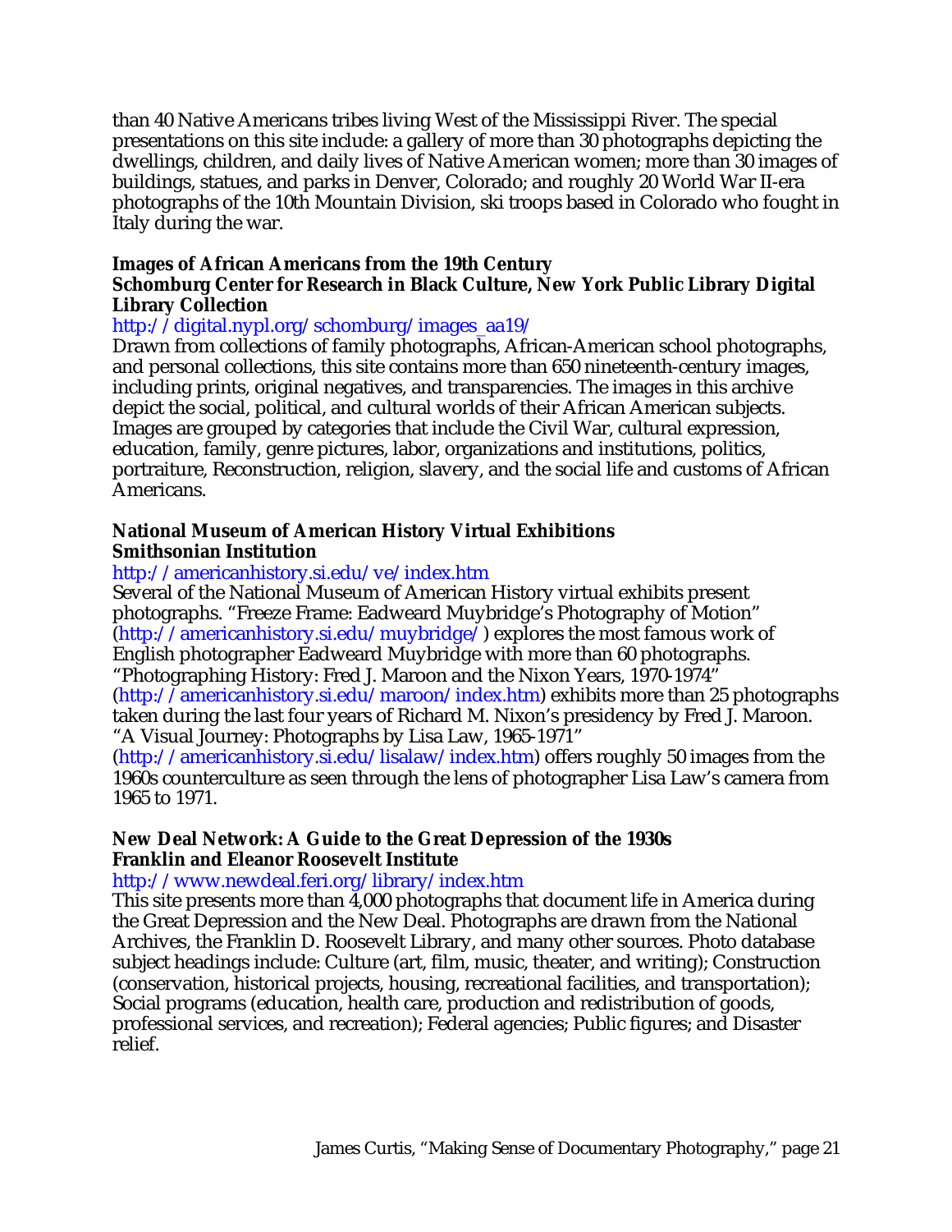than 40 Native Americans tribes living West of the Mississippi River. The special presentations on this site include: a gallery of more than 30 photographs depicting the dwellings, children, and daily lives of Native American women; more than 30 images of buildings, statues, and parks in Denver, Colorado; and roughly 20 World War II-era photographs of the 10th Mountain Division, ski troops based in Colorado who fought in Italy during the war.

**Images of African Americans from the 19th Century**
**Schomburg Center for Research in Black Culture, New York Public Library Digital Library Collection**
http://digital.nypl.org/schomburg/images_aa19/
Drawn from collections of family photographs, African-American school photographs, and personal collections, this site contains more than 650 nineteenth-century images, including prints, original negatives, and transparencies. The images in this archive depict the social, political, and cultural worlds of their African American subjects. Images are grouped by categories that include the Civil War, cultural expression, education, family, genre pictures, labor, organizations and institutions, politics, portraiture, Reconstruction, religion, slavery, and the social life and customs of African Americans.

**National Museum of American History Virtual Exhibitions**
**Smithsonian Institution**
http://americanhistory.si.edu/ve/index.htm
Several of the National Museum of American History virtual exhibits present photographs. "Freeze Frame: Eadweard Muybridge's Photography of Motion" (http://americanhistory.si.edu/muybridge/) explores the most famous work of English photographer Eadweard Muybridge with more than 60 photographs. "Photographing History: Fred J. Maroon and the Nixon Years, 1970-1974" (http://americanhistory.si.edu/maroon/index.htm) exhibits more than 25 photographs taken during the last four years of Richard M. Nixon's presidency by Fred J. Maroon. "A Visual Journey: Photographs by Lisa Law, 1965-1971" (http://americanhistory.si.edu/lisalaw/index.htm) offers roughly 50 images from the 1960s counterculture as seen through the lens of photographer Lisa Law's camera from 1965 to 1971.

**New Deal Network: A Guide to the Great Depression of the 1930s**
**Franklin and Eleanor Roosevelt Institute**
http://www.newdeal.feri.org/library/index.htm
This site presents more than 4,000 photographs that document life in America during the Great Depression and the New Deal. Photographs are drawn from the National Archives, the Franklin D. Roosevelt Library, and many other sources. Photo database subject headings include: Culture (art, film, music, theater, and writing); Construction (conservation, historical projects, housing, recreational facilities, and transportation); Social programs (education, health care, production and redistribution of goods, professional services, and recreation); Federal agencies; Public figures; and Disaster relief.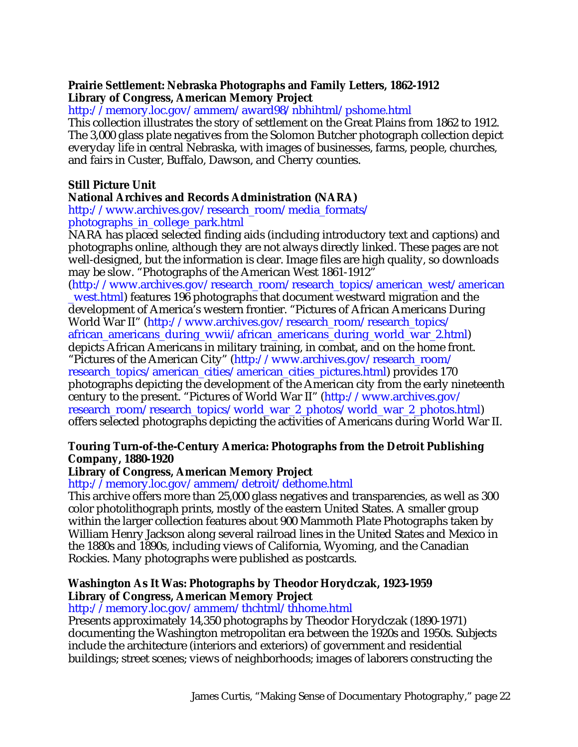**Prairie Settlement: Nebraska Photographs and Family Letters, 1862-1912**
**Library of Congress, American Memory Project**
http://memory.loc.gov/ammem/award98/nbhihtml/pshome.html
This collection illustrates the story of settlement on the Great Plains from 1862 to 1912. The 3,000 glass plate negatives from the Solomon Butcher photograph collection depict everyday life in central Nebraska, with images of businesses, farms, people, churches, and fairs in Custer, Buffalo, Dawson, and Cherry counties.

**Still Picture Unit**
**National Archives and Records Administration (NARA)**
http://www.archives.gov/research_room/media_formats/photographs_in_college_park.html
NARA has placed selected finding aids (including introductory text and captions) and photographs online, although they are not always directly linked. These pages are not well-designed, but the information is clear. Image files are high quality, so downloads may be slow. "Photographs of the American West 1861-1912" (http://www.archives.gov/research_room/research_topics/american_west/american_west.html) features 196 photographs that document westward migration and the development of America's western frontier. "Pictures of African Americans During World War II" (http://www.archives.gov/research_room/research_topics/african_americans_during_wwii/african_americans_during_world_war_2.html) depicts African Americans in military training, in combat, and on the home front. "Pictures of the American City" (http://www.archives.gov/research_room/research_topics/american_cities/american_cities_pictures.html) provides 170 photographs depicting the development of the American city from the early nineteenth century to the present. "Pictures of World War II" (http://www.archives.gov/research_room/research_topics/world_war_2_photos/world_war_2_photos.html) offers selected photographs depicting the activities of Americans during World War II.

**Touring Turn-of-the-Century America: Photographs from the Detroit Publishing Company, 1880-1920**
**Library of Congress, American Memory Project**
http://memory.loc.gov/ammem/detroit/dethome.html
This archive offers more than 25,000 glass negatives and transparencies, as well as 300 color photolithograph prints, mostly of the eastern United States. A smaller group within the larger collection features about 900 Mammoth Plate Photographs taken by William Henry Jackson along several railroad lines in the United States and Mexico in the 1880s and 1890s, including views of California, Wyoming, and the Canadian Rockies. Many photographs were published as postcards.

**Washington As It Was: Photographs by Theodor Horydczak, 1923-1959**
**Library of Congress, American Memory Project**
http://memory.loc.gov/ammem/thchtml/thhome.html
Presents approximately 14,350 photographs by Theodor Horydczak (1890-1971) documenting the Washington metropolitan era between the 1920s and 1950s. Subjects include the architecture (interiors and exteriors) of government and residential buildings; street scenes; views of neighborhoods; images of laborers constructing the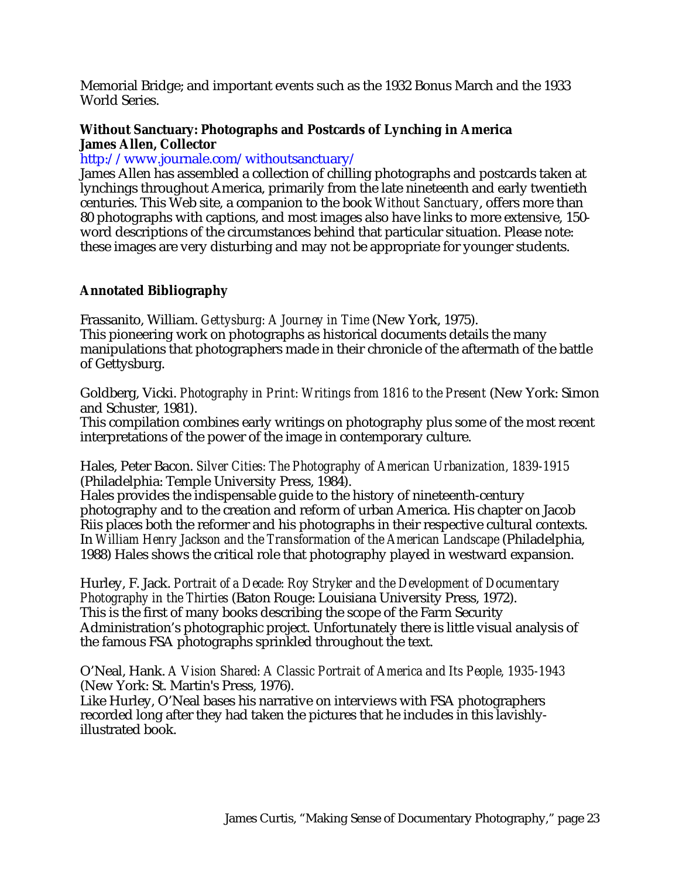Memorial Bridge; and important events such as the 1932 Bonus March and the 1933 World Series.

**Without Sanctuary: Photographs and Postcards of Lynching in America**
**James Allen, Collector**
http://www.journale.com/withoutsanctuary/
James Allen has assembled a collection of chilling photographs and postcards taken at lynchings throughout America, primarily from the late nineteenth and early twentieth centuries. This Web site, a companion to the book *Without Sanctuary*, offers more than 80 photographs with captions, and most images also have links to more extensive, 150-word descriptions of the circumstances behind that particular situation. Please note: these images are very disturbing and may not be appropriate for younger students.

## Annotated Bibliography

Frassanito, William. *Gettysburg: A Journey in Time* (New York, 1975).
This pioneering work on photographs as historical documents details the many manipulations that photographers made in their chronicle of the aftermath of the battle of Gettysburg.

Goldberg, Vicki. *Photography in Print: Writings from 1816 to the Present* (New York: Simon and Schuster, 1981).
This compilation combines early writings on photography plus some of the most recent interpretations of the power of the image in contemporary culture.

Hales, Peter Bacon. *Silver Cities: The Photography of American Urbanization, 1839-1915* (Philadelphia: Temple University Press, 1984).
Hales provides the indispensable guide to the history of nineteenth-century photography and to the creation and reform of urban America. His chapter on Jacob Riis places both the reformer and his photographs in their respective cultural contexts. In *William Henry Jackson and the Transformation of the American Landscape* (Philadelphia, 1988) Hales shows the critical role that photography played in westward expansion.

Hurley, F. Jack. *Portrait of a Decade: Roy Stryker and the Development of Documentary Photography in the Thirties* (Baton Rouge: Louisiana University Press, 1972).
This is the first of many books describing the scope of the Farm Security Administration's photographic project. Unfortunately there is little visual analysis of the famous FSA photographs sprinkled throughout the text.

O'Neal, Hank. *A Vision Shared: A Classic Portrait of America and Its People, 1935-1943* (New York: St. Martin's Press, 1976).
Like Hurley, O'Neal bases his narrative on interviews with FSA photographers recorded long after they had taken the pictures that he includes in this lavishly-illustrated book.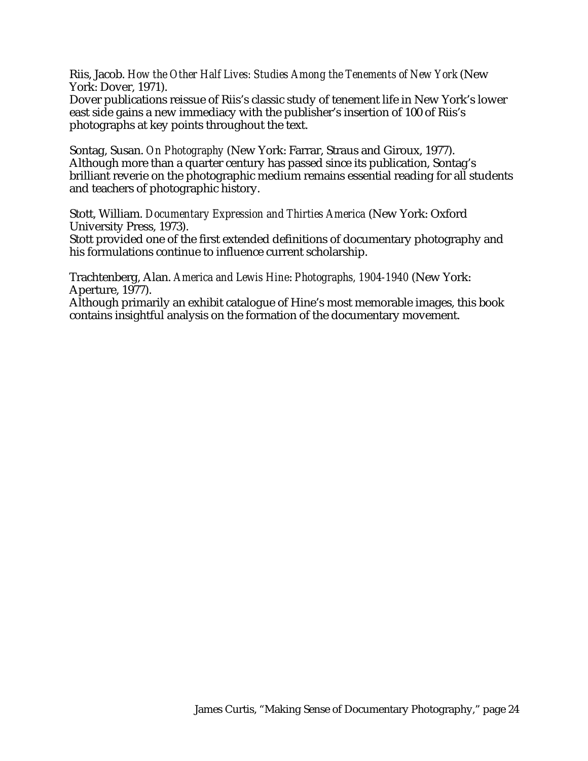Riis, Jacob. *How the Other Half Lives: Studies Among the Tenements of New York* (New York: Dover, 1971).
Dover publications reissue of Riis's classic study of tenement life in New York's lower east side gains a new immediacy with the publisher's insertion of 100 of Riis's photographs at key points throughout the text.

Sontag, Susan. *On Photography* (New York: Farrar, Straus and Giroux, 1977).
Although more than a quarter century has passed since its publication, Sontag's brilliant reverie on the photographic medium remains essential reading for all students and teachers of photographic history.

Stott, William. *Documentary Expression and Thirties America* (New York: Oxford University Press, 1973).
Stott provided one of the first extended definitions of documentary photography and his formulations continue to influence current scholarship.

Trachtenberg, Alan. *America and Lewis Hine: Photographs, 1904-1940* (New York: Aperture, 1977).
Although primarily an exhibit catalogue of Hine's most memorable images, this book contains insightful analysis on the formation of the documentary movement.